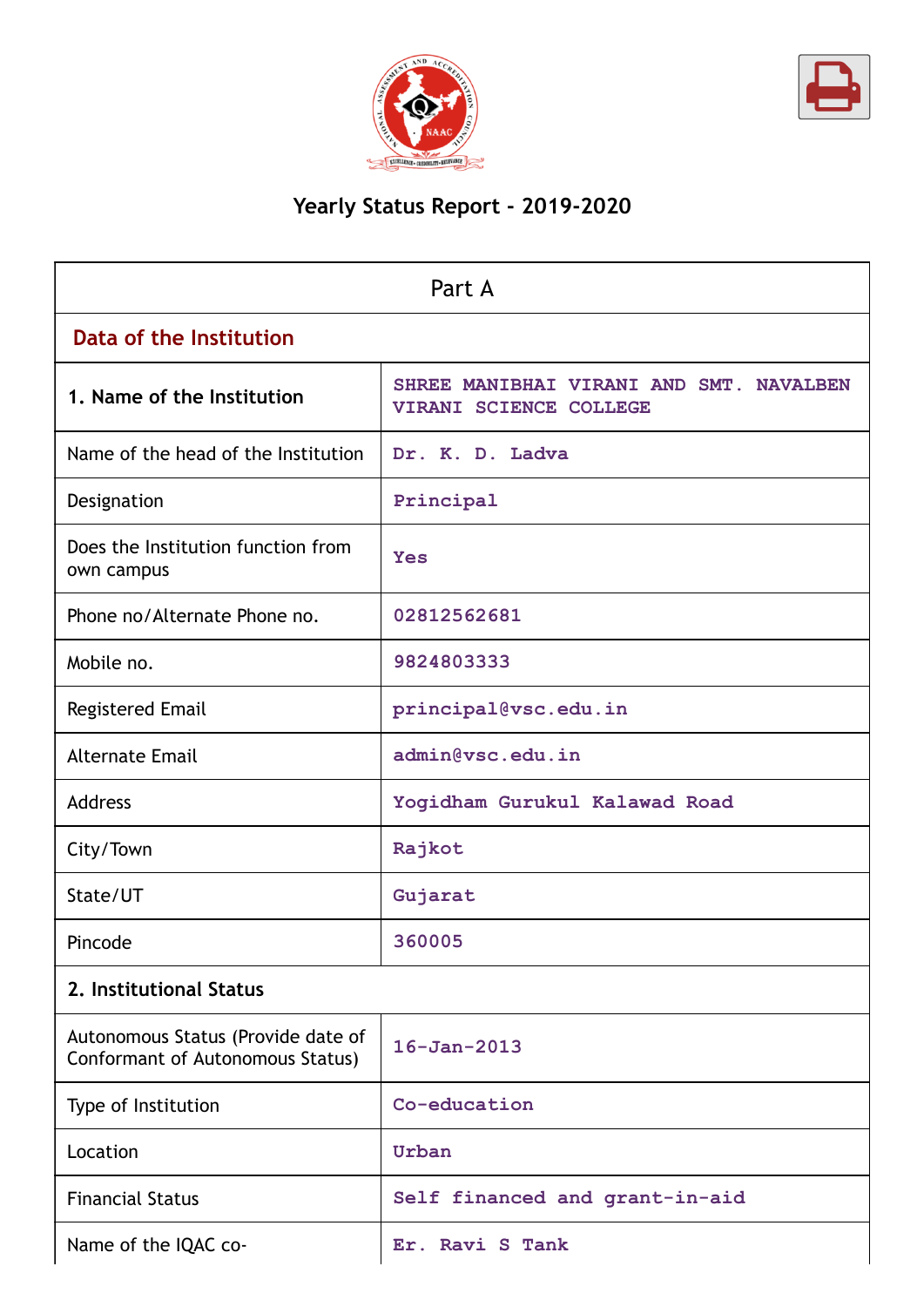# Yearly Status Report - 2019-2020

| Part A | |
|---|---|
| **Data of the Institution** | |
| **1. Name of the Institution** | SHREE MANIBHAI VIRANI AND SMT. NAVALBEN VIRANI SCIENCE COLLEGE |
| Name of the head of the Institution | Dr. K. D. Ladva |
| Designation | Principal |
| Does the Institution function from own campus | Yes |
| Phone no/Alternate Phone no. | 02812562681 |
| Mobile no. | 9824803333 |
| Registered Email | principal@vsc.edu.in |
| Alternate Email | admin@vsc.edu.in |
| Address | Yogidham Gurukul Kalawad Road |
| City/Town | Rajkot |
| State/UT | Gujarat |
| Pincode | 360005 |
| **2. Institutional Status** | |
| Autonomous Status (Provide date of Conformant of Autonomous Status) | 16-Jan-2013 |
| Type of Institution | Co-education |
| Location | Urban |
| Financial Status | Self financed and grant-in-aid |
| Name of the IQAC co- | Er. Ravi S Tank |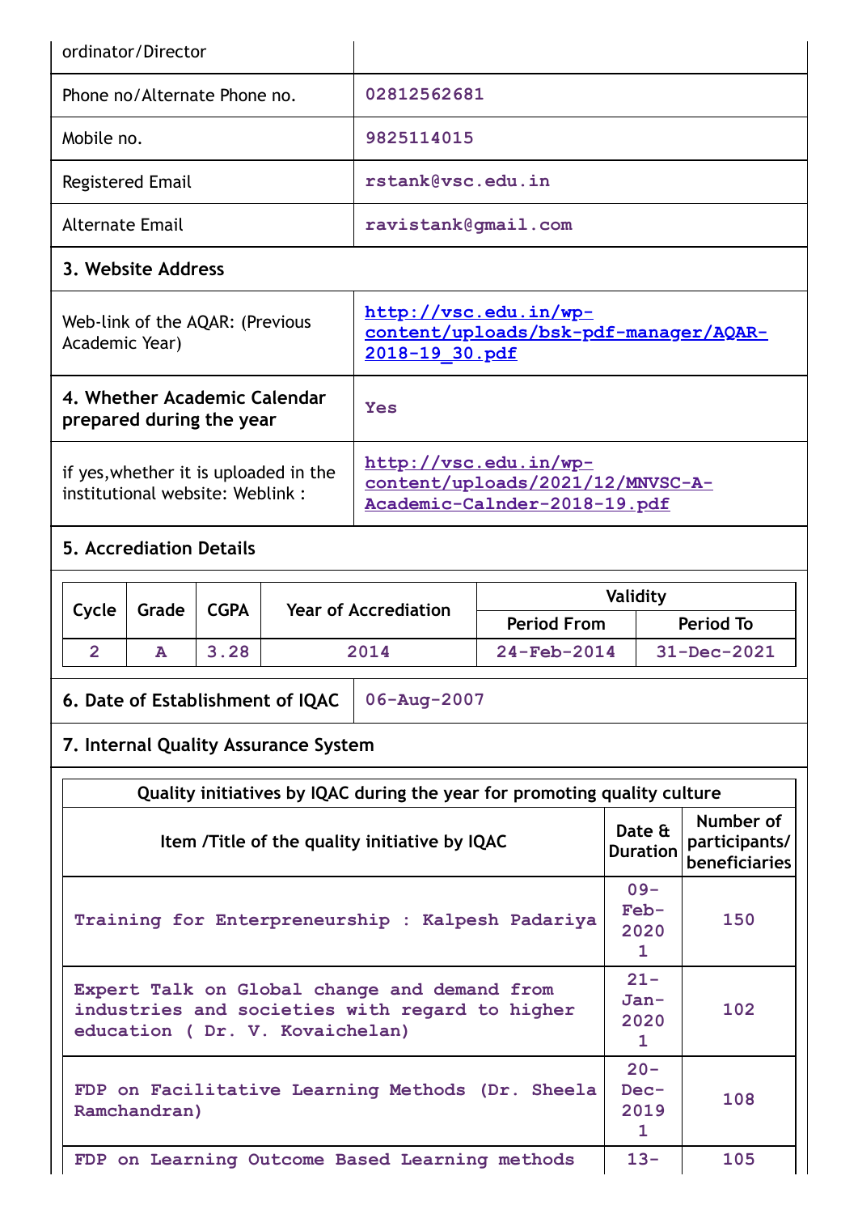| ordinator/Director | |
|---|---|
| Phone no/Alternate Phone no. | 02812562681 |
| Mobile no. | 9825114015 |
| Registered Email | rstank@vsc.edu.in |
| Alternate Email | ravistank@gmail.com |

### 3. Website Address

| Web-link of the AQAR: (Previous Academic Year) | http://vsc.edu.in/wp-content/uploads/bsk-pdf-manager/AQAR-2018-19_30.pdf |
|---|---|
| **4. Whether Academic Calendar prepared during the year** | Yes |
| if yes,whether it is uploaded in the institutional website: Weblink : | http://vsc.edu.in/wp-content/uploads/2021/12/MNVSC-A-Academic-Calnder-2018-19.pdf |

### 5. Accrediation Details

| Cycle | Grade | CGPA | Year of Accrediation | Validity | |
|---|---|---|---|---|---|
| | | | | Period From | Period To |
| 2 | A | 3.28 | 2014 | 24-Feb-2014 | 31-Dec-2021 |

| **6. Date of Establishment of IQAC** | 06-Aug-2007 |
|---|---|

### 7. Internal Quality Assurance System

| Quality initiatives by IQAC during the year for promoting quality culture | | |
|---|---|---|
| Item /Title of the quality initiative by IQAC | Date & Duration | Number of participants/ beneficiaries |
| Training for Enterpreneurship : Kalpesh Padariya | 09-Feb-2020 1 | 150 |
| Expert Talk on Global change and demand from industries and societies with regard to higher education ( Dr. V. Kovaichelan) | 21-Jan-2020 1 | 102 |
| FDP on Facilitative Learning Methods (Dr. Sheela Ramchandran) | 20-Dec-2019 1 | 108 |
| FDP on Learning Outcome Based Learning methods | 13- | 105 |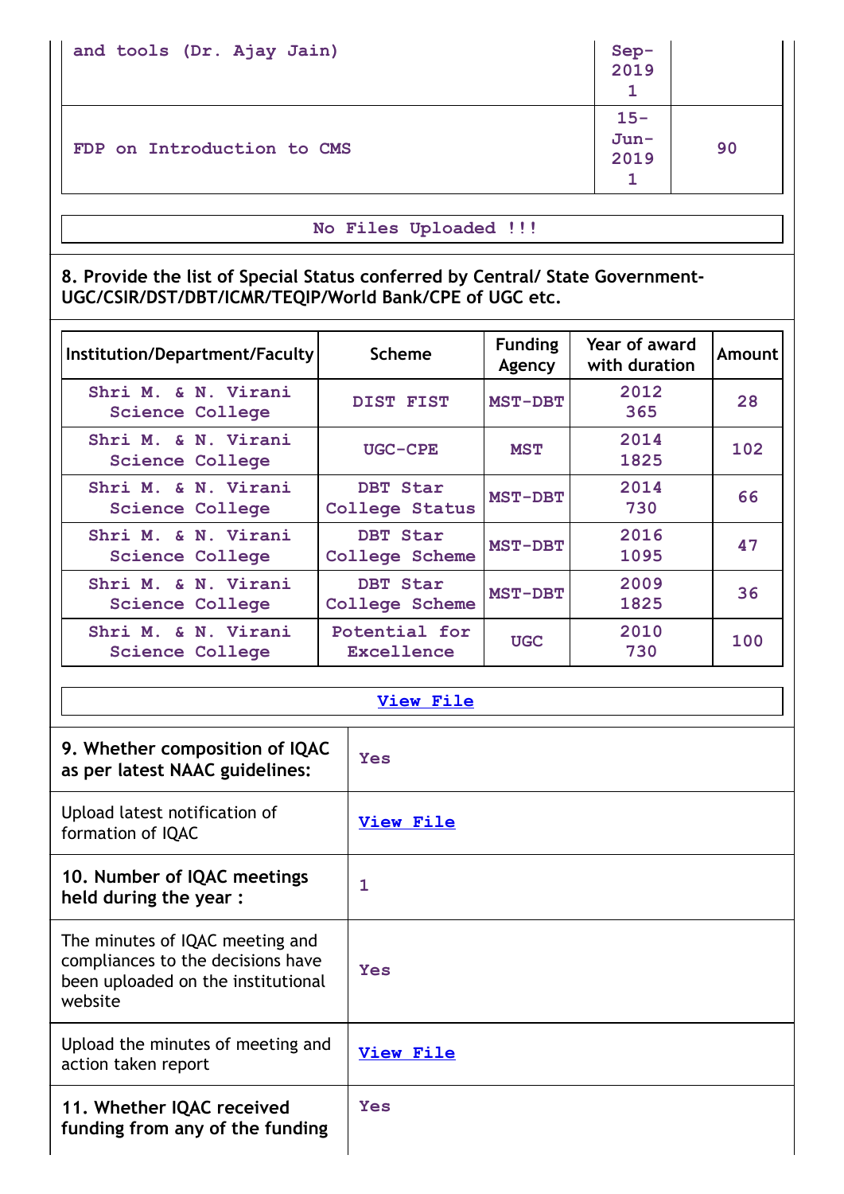| and tools (Dr. Ajay Jain) | Sep-2019 1 | |
|---|---|---|
| FDP on Introduction to CMS | 15-Jun-2019 1 | 90 |

No Files Uploaded !!!

**8. Provide the list of Special Status conferred by Central/ State Government-UGC/CSIR/DST/DBT/ICMR/TEQIP/World Bank/CPE of UGC etc.**

| Institution/Department/Faculty | Scheme | Funding Agency | Year of award with duration | Amount |
|---|---|---|---|---|
| Shri M. & N. Virani Science College | DIST FIST | MST-DBT | 2012 365 | 28 |
| Shri M. & N. Virani Science College | UGC-CPE | MST | 2014 1825 | 102 |
| Shri M. & N. Virani Science College | DBT Star College Status | MST-DBT | 2014 730 | 66 |
| Shri M. & N. Virani Science College | DBT Star College Scheme | MST-DBT | 2016 1095 | 47 |
| Shri M. & N. Virani Science College | DBT Star College Scheme | MST-DBT | 2009 1825 | 36 |
| Shri M. & N. Virani Science College | Potential for Excellence | UGC | 2010 730 | 100 |

View File

| | |
|---|---|
| **9. Whether composition of IQAC as per latest NAAC guidelines:** | Yes |
| Upload latest notification of formation of IQAC | View File |
| **10. Number of IQAC meetings held during the year :** | 1 |
| The minutes of IQAC meeting and compliances to the decisions have been uploaded on the institutional website | Yes |
| Upload the minutes of meeting and action taken report | View File |
| **11. Whether IQAC received funding from any of the funding** | Yes |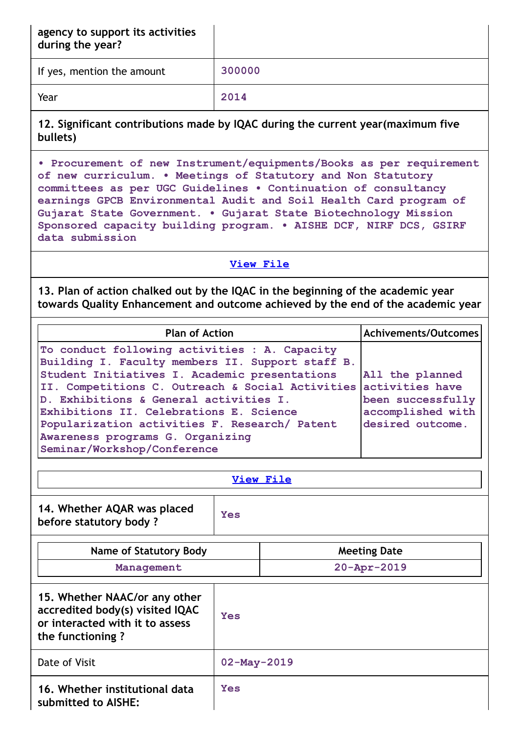| agency to support its activities during the year? | |
|---|---|
| If yes, mention the amount | 300000 |
| Year | 2014 |

**12. Significant contributions made by IQAC during the current year(maximum five bullets)**

• Procurement of new Instrument/equipments/Books as per requirement of new curriculum. • Meetings of Statutory and Non Statutory committees as per UGC Guidelines • Continuation of consultancy earnings GPCB Environmental Audit and Soil Health Card program of Gujarat State Government. • Gujarat State Biotechnology Mission Sponsored capacity building program. • AISHE DCF, NIRF DCS, GSIRF data submission

View File

**13. Plan of action chalked out by the IQAC in the beginning of the academic year towards Quality Enhancement and outcome achieved by the end of the academic year**

| Plan of Action | Achivements/Outcomes |
|---|---|
| To conduct following activities : A. Capacity Building I. Faculty members II. Support staff B. Student Initiatives I. Academic presentations II. Competitions C. Outreach & Social Activities D. Exhibitions & General activities I. Exhibitions II. Celebrations E. Science Popularization activities F. Research/ Patent Awareness programs G. Organizing Seminar/Workshop/Conference | All the planned activities have been successfully accomplished with desired outcome. |

View File

| 14. Whether AQAR was placed before statutory body ? | Yes |
|---|---|

| Name of Statutory Body | Meeting Date |
|---|---|
| Management | 20-Apr-2019 |

| 15. Whether NAAC/or any other accredited body(s) visited IQAC or interacted with it to assess the functioning ? | Yes |
|---|---|
| Date of Visit | 02-May-2019 |

| 16. Whether institutional data submitted to AISHE: | Yes |
|---|---|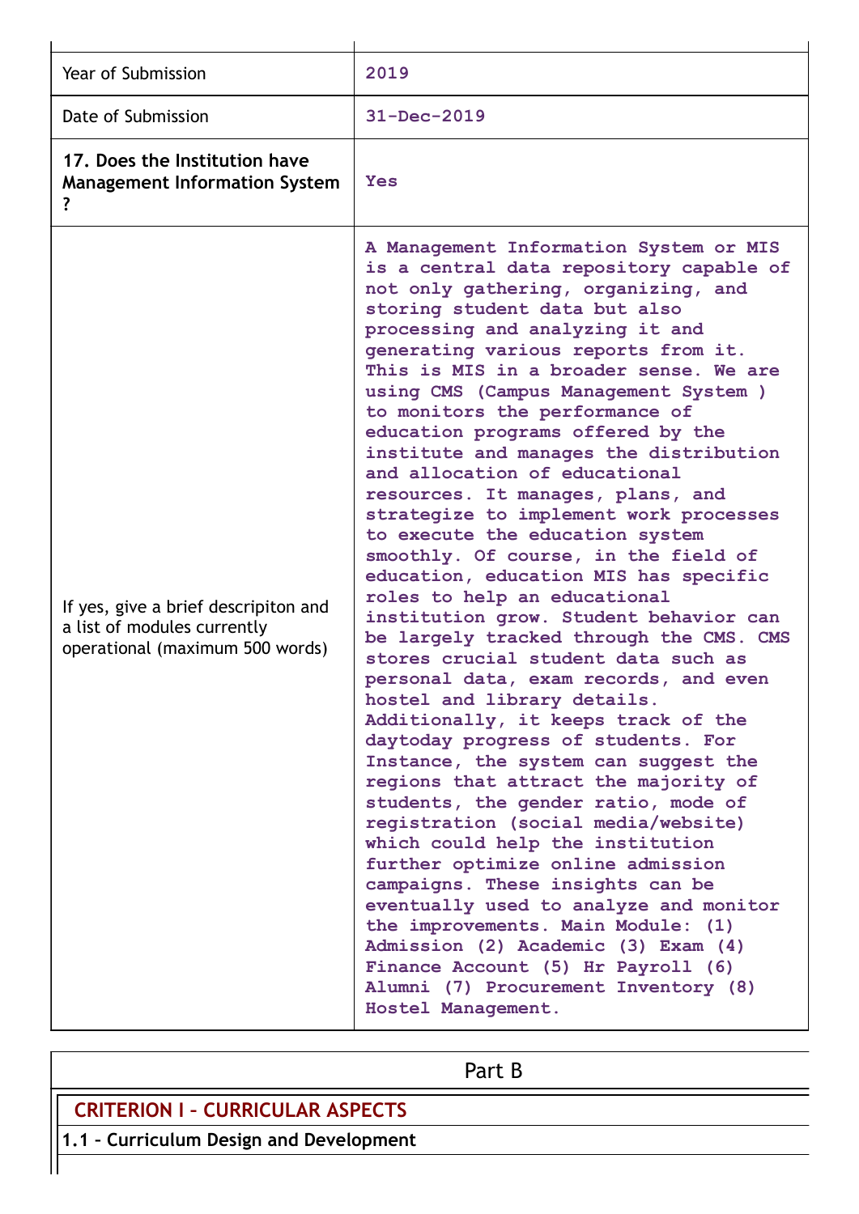| | |
|---|---|
| Year of Submission | 2019 |
| Date of Submission | 31-Dec-2019 |
| **17. Does the Institution have Management Information System ?** | Yes |
| If yes, give a brief descripiton and a list of modules currently operational (maximum 500 words) | A Management Information System or MIS is a central data repository capable of not only gathering, organizing, and storing student data but also processing and analyzing it and generating various reports from it. This is MIS in a broader sense. We are using CMS (Campus Management System ) to monitors the performance of education programs offered by the institute and manages the distribution and allocation of educational resources. It manages, plans, and strategize to implement work processes to execute the education system smoothly. Of course, in the field of education, education MIS has specific roles to help an educational institution grow. Student behavior can be largely tracked through the CMS. CMS stores crucial student data such as personal data, exam records, and even hostel and library details. Additionally, it keeps track of the daytoday progress of students. For Instance, the system can suggest the regions that attract the majority of students, the gender ratio, mode of registration (social media/website) which could help the institution further optimize online admission campaigns. These insights can be eventually used to analyze and monitor the improvements. Main Module: (1) Admission (2) Academic (3) Exam (4) Finance Account (5) Hr Payroll (6) Alumni (7) Procurement Inventory (8) Hostel Management. |

## Part B

### CRITERION I – CURRICULAR ASPECTS

**1.1 – Curriculum Design and Development**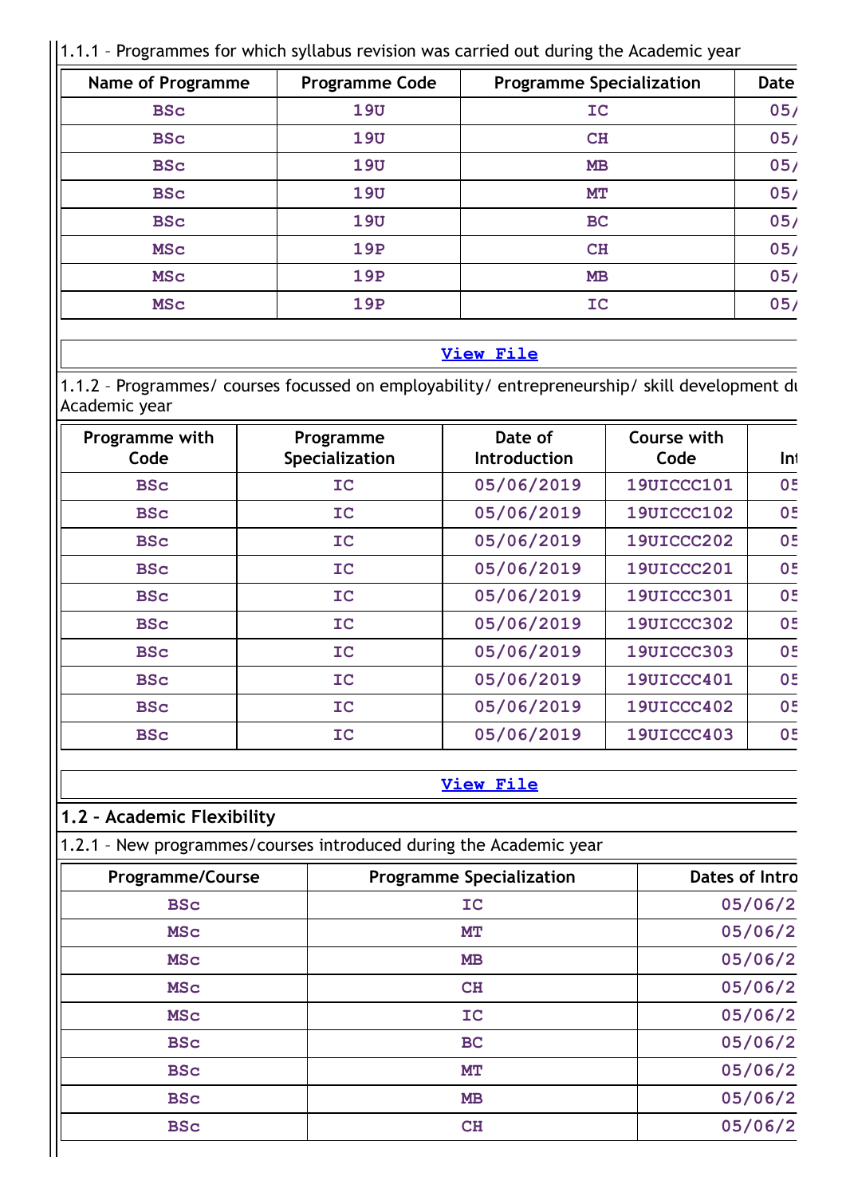1.1.1 – Programmes for which syllabus revision was carried out during the Academic year

| Name of Programme | Programme Code | Programme Specialization | Date |
|---|---|---|---|
| BSc | 19U | IC | 05/ |
| BSc | 19U | CH | 05/ |
| BSc | 19U | MB | 05/ |
| BSc | 19U | MT | 05/ |
| BSc | 19U | BC | 05/ |
| MSc | 19P | CH | 05/ |
| MSc | 19P | MB | 05/ |
| MSc | 19P | IC | 05/ |

[View File]

1.1.2 – Programmes/ courses focussed on employability/ entrepreneurship/ skill development du Academic year

| Programme with Code | Programme Specialization | Date of Introduction | Course with Code | Int |
|---|---|---|---|---|
| BSc | IC | 05/06/2019 | 19UICCC101 | 05 |
| BSc | IC | 05/06/2019 | 19UICCC102 | 05 |
| BSc | IC | 05/06/2019 | 19UICCC202 | 05 |
| BSc | IC | 05/06/2019 | 19UICCC201 | 05 |
| BSc | IC | 05/06/2019 | 19UICCC301 | 05 |
| BSc | IC | 05/06/2019 | 19UICCC302 | 05 |
| BSc | IC | 05/06/2019 | 19UICCC303 | 05 |
| BSc | IC | 05/06/2019 | 19UICCC401 | 05 |
| BSc | IC | 05/06/2019 | 19UICCC402 | 05 |
| BSc | IC | 05/06/2019 | 19UICCC403 | 05 |

[View File]

## 1.2 – Academic Flexibility

1.2.1 – New programmes/courses introduced during the Academic year

| Programme/Course | Programme Specialization | Dates of Intro |
|---|---|---|
| BSc | IC | 05/06/2 |
| MSc | MT | 05/06/2 |
| MSc | MB | 05/06/2 |
| MSc | CH | 05/06/2 |
| MSc | IC | 05/06/2 |
| BSc | BC | 05/06/2 |
| BSc | MT | 05/06/2 |
| BSc | MB | 05/06/2 |
| BSc | CH | 05/06/2 |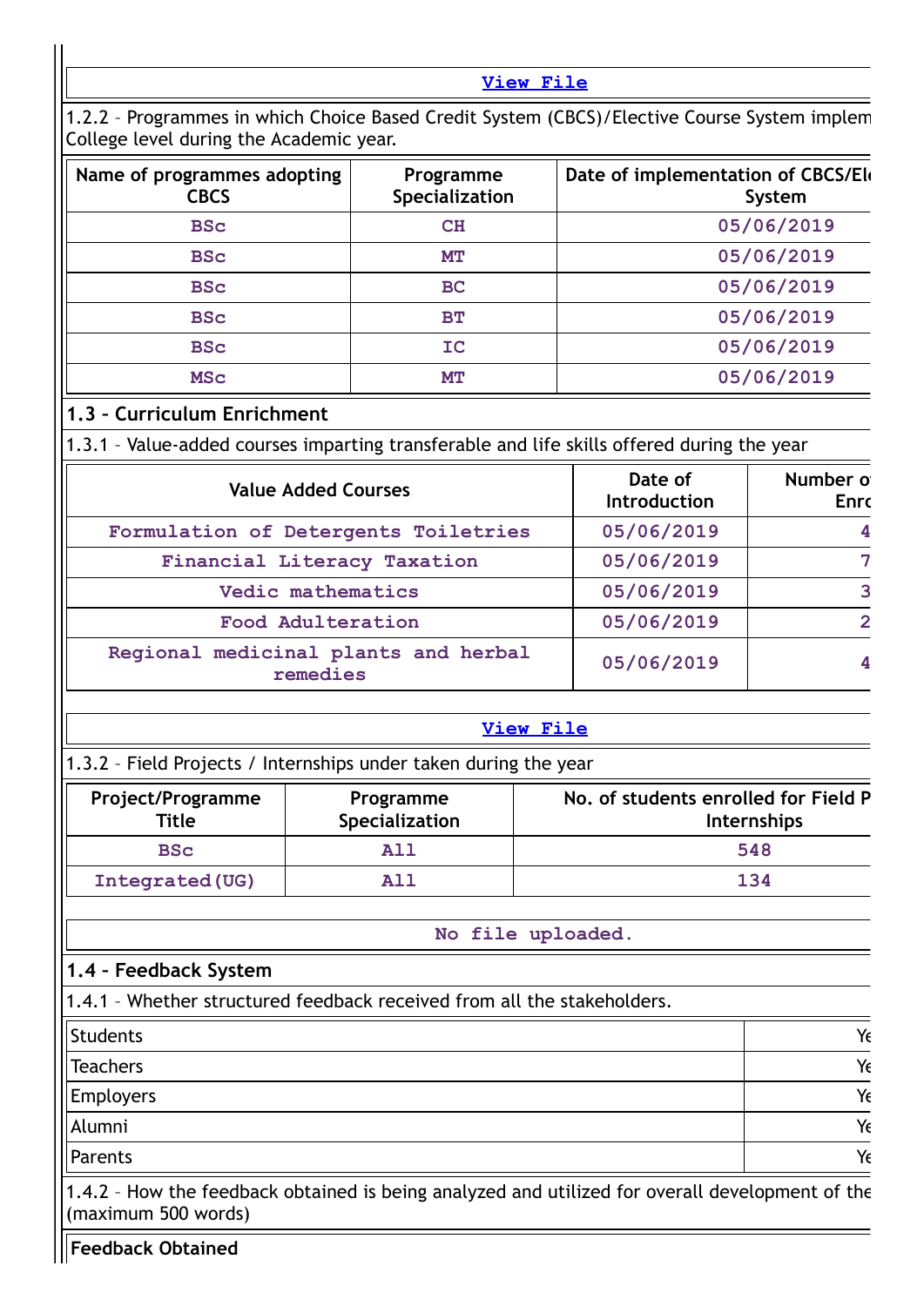View File

1.2.2 – Programmes in which Choice Based Credit System (CBCS)/Elective Course System implem College level during the Academic year.

| Name of programmes adopting CBCS | Programme Specialization | Date of implementation of CBCS/El System |
|---|---|---|
| BSc | CH | 05/06/2019 |
| BSc | MT | 05/06/2019 |
| BSc | BC | 05/06/2019 |
| BSc | BT | 05/06/2019 |
| BSc | IC | 05/06/2019 |
| MSc | MT | 05/06/2019 |

### 1.3 – Curriculum Enrichment

1.3.1 – Value-added courses imparting transferable and life skills offered during the year

| Value Added Courses | Date of Introduction | Number o Enro |
|---|---|---|
| Formulation of Detergents Toiletries | 05/06/2019 | 4 |
| Financial Literacy Taxation | 05/06/2019 | 7 |
| Vedic mathematics | 05/06/2019 | 3 |
| Food Adulteration | 05/06/2019 | 2 |
| Regional medicinal plants and herbal remedies | 05/06/2019 | 4 |

View File

1.3.2 – Field Projects / Internships under taken during the year

| Project/Programme Title | Programme Specialization | No. of students enrolled for Field P Internships |
|---|---|---|
| BSc | All | 548 |
| Integrated(UG) | All | 134 |

No file uploaded.

### 1.4 – Feedback System

1.4.1 – Whether structured feedback received from all the stakeholders.

| | |
|---|---|
| Students | Ye |
| Teachers | Ye |
| Employers | Ye |
| Alumni | Ye |
| Parents | Ye |

1.4.2 – How the feedback obtained is being analyzed and utilized for overall development of the (maximum 500 words)

**Feedback Obtained**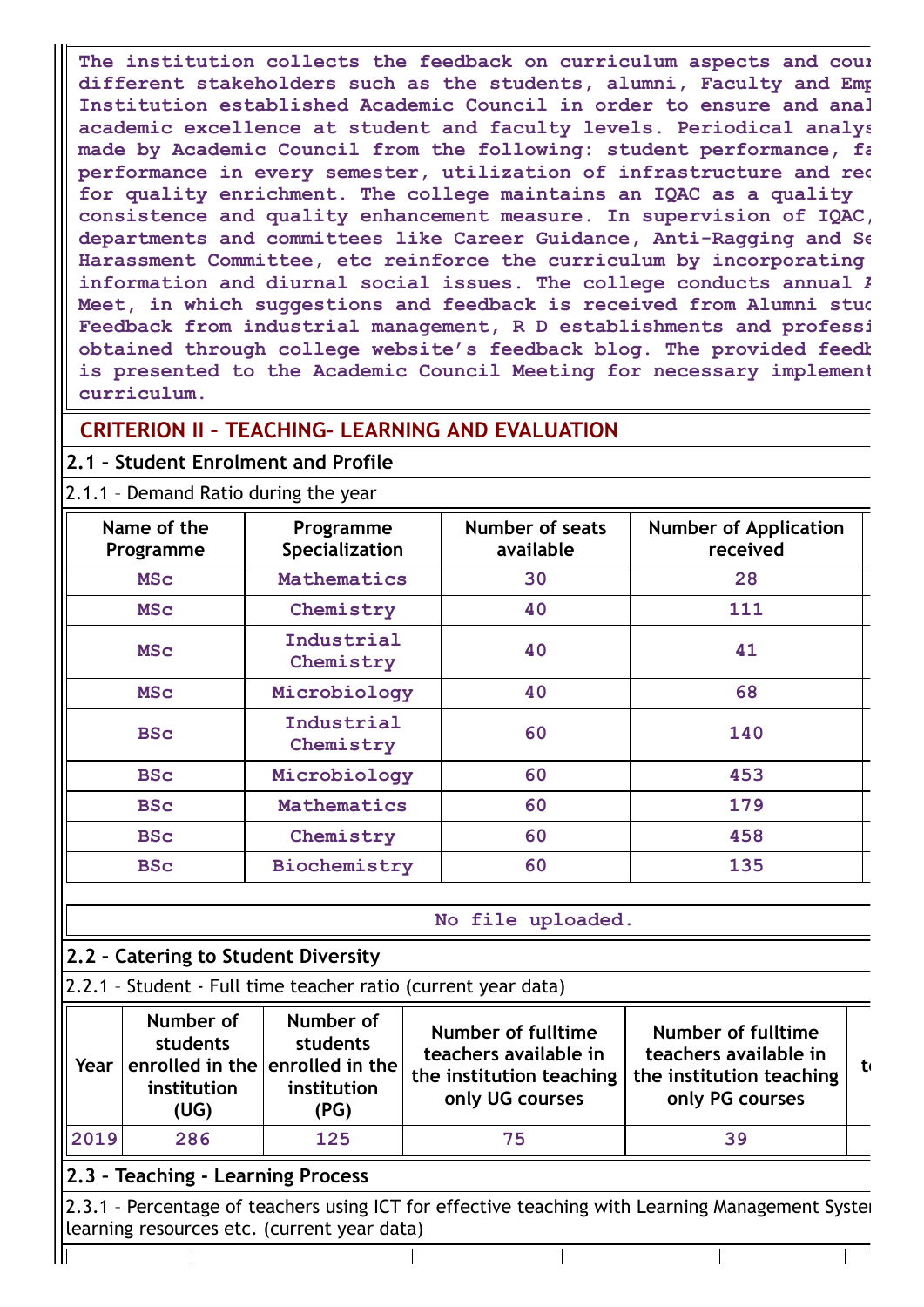The institution collects the feedback on curriculum aspects and cour different stakeholders such as the students, alumni, Faculty and Emp Institution established Academic Council in order to ensure and anal academic excellence at student and faculty levels. Periodical analys made by Academic Council from the following: student performance, fa performance in every semester, utilization of infrastructure and rec for quality enrichment. The college maintains an IQAC as a quality consistence and quality enhancement measure. In supervision of IQAC, departments and committees like Career Guidance, Anti-Ragging and Se Harassment Committee, etc reinforce the curriculum by incorporating information and diurnal social issues. The college conducts annual A Meet, in which suggestions and feedback is received from Alumni stud Feedback from industrial management, R D establishments and professi obtained through college website's feedback blog. The provided feedb is presented to the Academic Council Meeting for necessary implement curriculum.

## CRITERION II – TEACHING- LEARNING AND EVALUATION

### 2.1 – Student Enrolment and Profile

2.1.1 – Demand Ratio during the year

| Name of the Programme | Programme Specialization | Number of seats available | Number of Application received |
|---|---|---|---|
| MSc | Mathematics | 30 | 28 |
| MSc | Chemistry | 40 | 111 |
| MSc | Industrial Chemistry | 40 | 41 |
| MSc | Microbiology | 40 | 68 |
| BSc | Industrial Chemistry | 60 | 140 |
| BSc | Microbiology | 60 | 453 |
| BSc | Mathematics | 60 | 179 |
| BSc | Chemistry | 60 | 458 |
| BSc | Biochemistry | 60 | 135 |

No file uploaded.

### 2.2 – Catering to Student Diversity

2.2.1 – Student - Full time teacher ratio (current year data)

| Year | Number of students enrolled in the institution (UG) | Number of students enrolled in the institution (PG) | Number of fulltime teachers available in the institution teaching only UG courses | Number of fulltime teachers available in the institution teaching only PG courses | t |
|---|---|---|---|---|---|
| 2019 | 286 | 125 | 75 | 39 | |

### 2.3 – Teaching - Learning Process

2.3.1 – Percentage of teachers using ICT for effective teaching with Learning Management Syste learning resources etc. (current year data)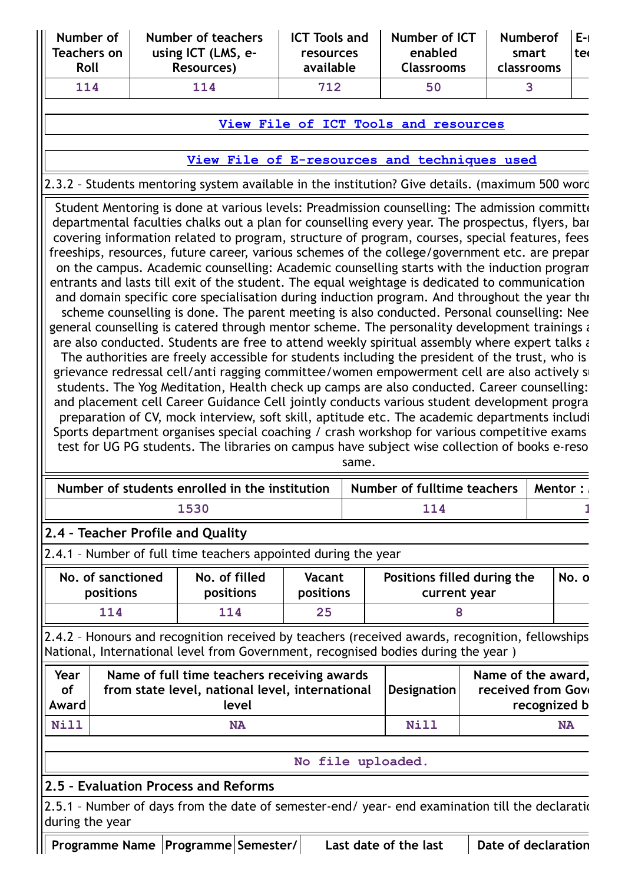| Number of Teachers on Roll | Number of teachers using ICT (LMS, e-Resources) | ICT Tools and resources available | Number of ICT enabled Classrooms | Numberof smart classrooms | E-r te |
|---|---|---|---|---|---|
| 114 | 114 | 712 | 50 | 3 | |

View File of ICT Tools and resources

View File of E-resources and techniques used

2.3.2 – Students mentoring system available in the institution? Give details. (maximum 500 word

Student Mentoring is done at various levels: Preadmission counselling: The admission committe departmental faculties chalks out a plan for counselling every year. The prospectus, flyers, bar covering information related to program, structure of program, courses, special features, fees freeships, resources, future career, various schemes of the college/government etc. are prepar on the campus. Academic counselling: Academic counselling starts with the induction program entrants and lasts till exit of the student. The equal weightage is dedicated to communication and domain specific core specialisation during induction program. And throughout the year thr scheme counselling is done. The parent meeting is also conducted. Personal counselling: Nee general counselling is catered through mentor scheme. The personality development trainings a are also conducted. Students are free to attend weekly spiritual assembly where expert talks a The authorities are freely accessible for students including the president of the trust, who is grievance redressal cell/anti ragging committee/women empowerment cell are also actively su students. The Yog Meditation, Health check up camps are also conducted. Career counselling: and placement cell Career Guidance Cell jointly conducts various student development progra preparation of CV, mock interview, soft skill, aptitude etc. The academic departments includi Sports department organises special coaching / crash workshop for various competitive exams test for UG PG students. The libraries on campus have subject wise collection of books e-reso same.

| Number of students enrolled in the institution | Number of fulltime teachers | Mentor : |
|---|---|---|
| 1530 | 114 | 1 |

## 2.4 – Teacher Profile and Quality

2.4.1 – Number of full time teachers appointed during the year

| No. of sanctioned positions | No. of filled positions | Vacant positions | Positions filled during the current year | No. o |
|---|---|---|---|---|
| 114 | 114 | 25 | 8 | |

2.4.2 – Honours and recognition received by teachers (received awards, recognition, fellowships National, International level from Government, recognised bodies during the year )

| Year of Award | Name of full time teachers receiving awards from state level, national level, international level | Designation | Name of the award, received from Gov recognized b |
|---|---|---|---|
| Nill | NA | Nill | NA |

No file uploaded.

## 2.5 – Evaluation Process and Reforms

2.5.1 – Number of days from the date of semester-end/ year- end examination till the declaratio during the year

| Programme Name | Programme | Semester/ | Last date of the last | Date of declaration |
|---|---|---|---|---|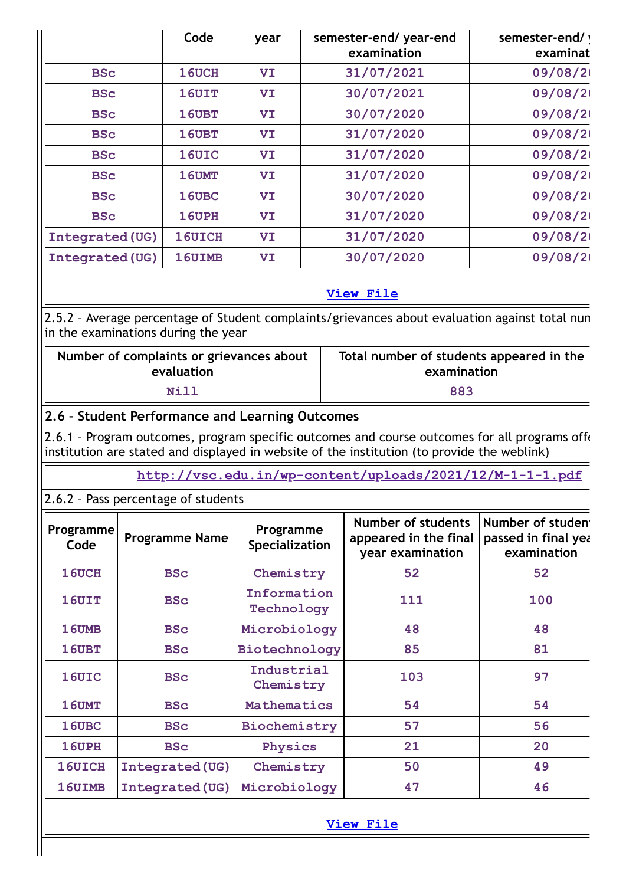| | Code | year | semester-end/ year-end examination | semester-end/ year-end examinat |
|---|---|---|---|---|
| BSc | 16UCH | VI | 31/07/2021 | 09/08/2( |
| BSc | 16UIT | VI | 30/07/2021 | 09/08/2( |
| BSc | 16UBT | VI | 30/07/2020 | 09/08/2( |
| BSc | 16UBT | VI | 31/07/2020 | 09/08/2( |
| BSc | 16UIC | VI | 31/07/2020 | 09/08/2( |
| BSc | 16UMT | VI | 31/07/2020 | 09/08/2( |
| BSc | 16UBC | VI | 30/07/2020 | 09/08/2( |
| BSc | 16UPH | VI | 31/07/2020 | 09/08/2( |
| Integrated(UG) | 16UICH | VI | 31/07/2020 | 09/08/2( |
| Integrated(UG) | 16UIMB | VI | 30/07/2020 | 09/08/2( |

[View File]

2.5.2 – Average percentage of Student complaints/grievances about evaluation against total num in the examinations during the year

| Number of complaints or grievances about evaluation | Total number of students appeared in the examination |
|---|---|
| Nill | 883 |

## 2.6 – Student Performance and Learning Outcomes

2.6.1 – Program outcomes, program specific outcomes and course outcomes for all programs offe institution are stated and displayed in website of the institution (to provide the weblink)

http://vsc.edu.in/wp-content/uploads/2021/12/M-1-1-1.pdf

2.6.2 – Pass percentage of students

| Programme Code | Programme Name | Programme Specialization | Number of students appeared in the final year examination | Number of studen passed in final yea examination |
|---|---|---|---|---|
| 16UCH | BSc | Chemistry | 52 | 52 |
| 16UIT | BSc | Information Technology | 111 | 100 |
| 16UMB | BSc | Microbiology | 48 | 48 |
| 16UBT | BSc | Biotechnology | 85 | 81 |
| 16UIC | BSc | Industrial Chemistry | 103 | 97 |
| 16UMT | BSc | Mathematics | 54 | 54 |
| 16UBC | BSc | Biochemistry | 57 | 56 |
| 16UPH | BSc | Physics | 21 | 20 |
| 16UICH | Integrated(UG) | Chemistry | 50 | 49 |
| 16UIMB | Integrated(UG) | Microbiology | 47 | 46 |

[View File]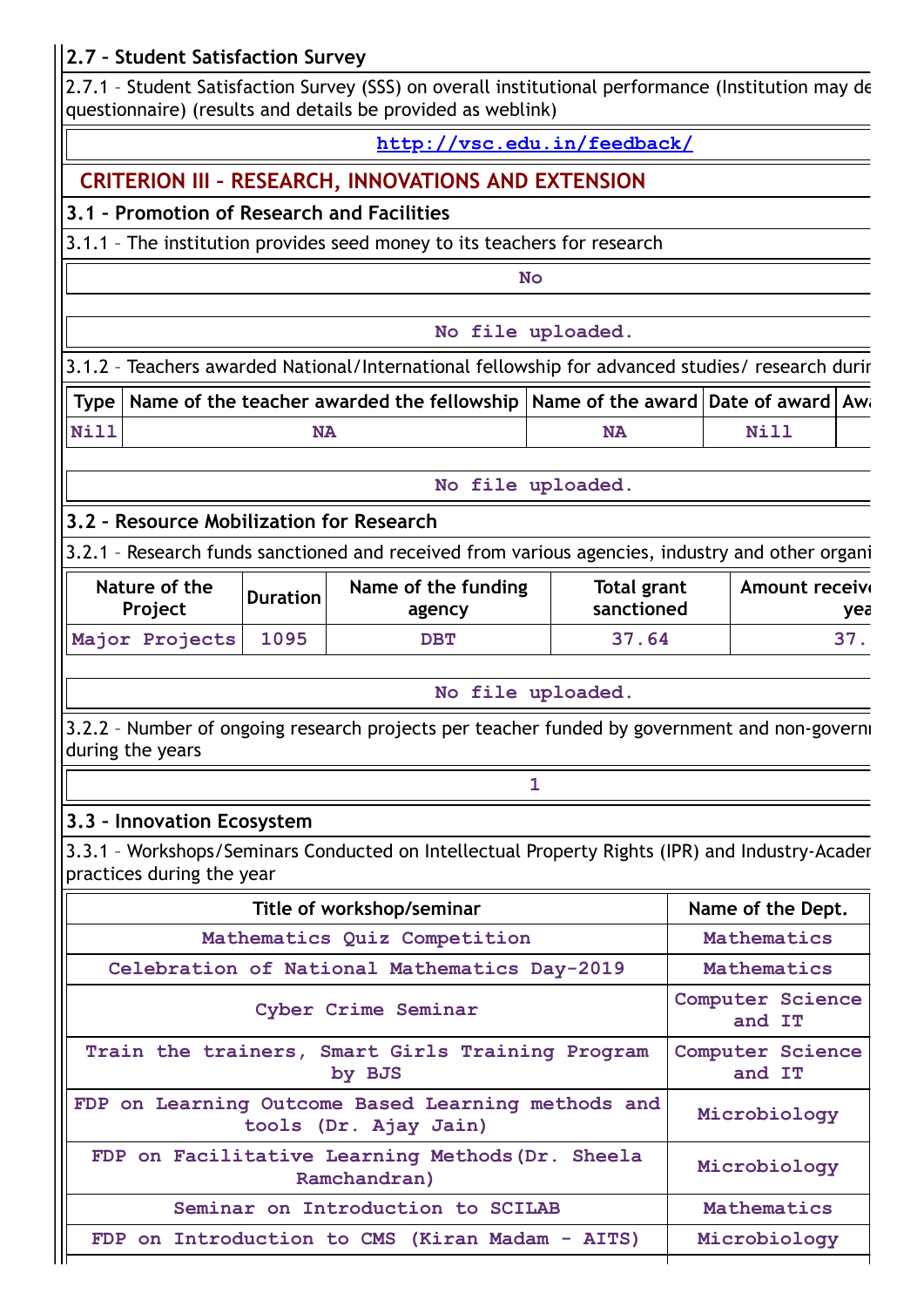### 2.7 – Student Satisfaction Survey

2.7.1 – Student Satisfaction Survey (SSS) on overall institutional performance (Institution may de questionnaire) (results and details be provided as weblink)

http://vsc.edu.in/feedback/

## CRITERION III – RESEARCH, INNOVATIONS AND EXTENSION

### 3.1 – Promotion of Research and Facilities

3.1.1 – The institution provides seed money to its teachers for research

No

No file uploaded.

3.1.2 – Teachers awarded National/International fellowship for advanced studies/ research durin

| Type | Name of the teacher awarded the fellowship | Name of the award | Date of award | Awa |
|---|---|---|---|---|
| Nill | NA | NA | Nill | |

No file uploaded.

### 3.2 – Resource Mobilization for Research

3.2.1 – Research funds sanctioned and received from various agencies, industry and other organi

| Nature of the Project | Duration | Name of the funding agency | Total grant sanctioned | Amount receive yea |
|---|---|---|---|---|
| Major Projects | 1095 | DBT | 37.64 | 37. |

No file uploaded.

3.2.2 – Number of ongoing research projects per teacher funded by government and non-governm during the years

1

### 3.3 – Innovation Ecosystem

3.3.1 – Workshops/Seminars Conducted on Intellectual Property Rights (IPR) and Industry-Acader practices during the year

| Title of workshop/seminar | Name of the Dept. |
|---|---|
| Mathematics Quiz Competition | Mathematics |
| Celebration of National Mathematics Day-2019 | Mathematics |
| Cyber Crime Seminar | Computer Science and IT |
| Train the trainers, Smart Girls Training Program by BJS | Computer Science and IT |
| FDP on Learning Outcome Based Learning methods and tools (Dr. Ajay Jain) | Microbiology |
| FDP on Facilitative Learning Methods(Dr. Sheela Ramchandran) | Microbiology |
| Seminar on Introduction to SCILAB | Mathematics |
| FDP on Introduction to CMS (Kiran Madam - AITS) | Microbiology |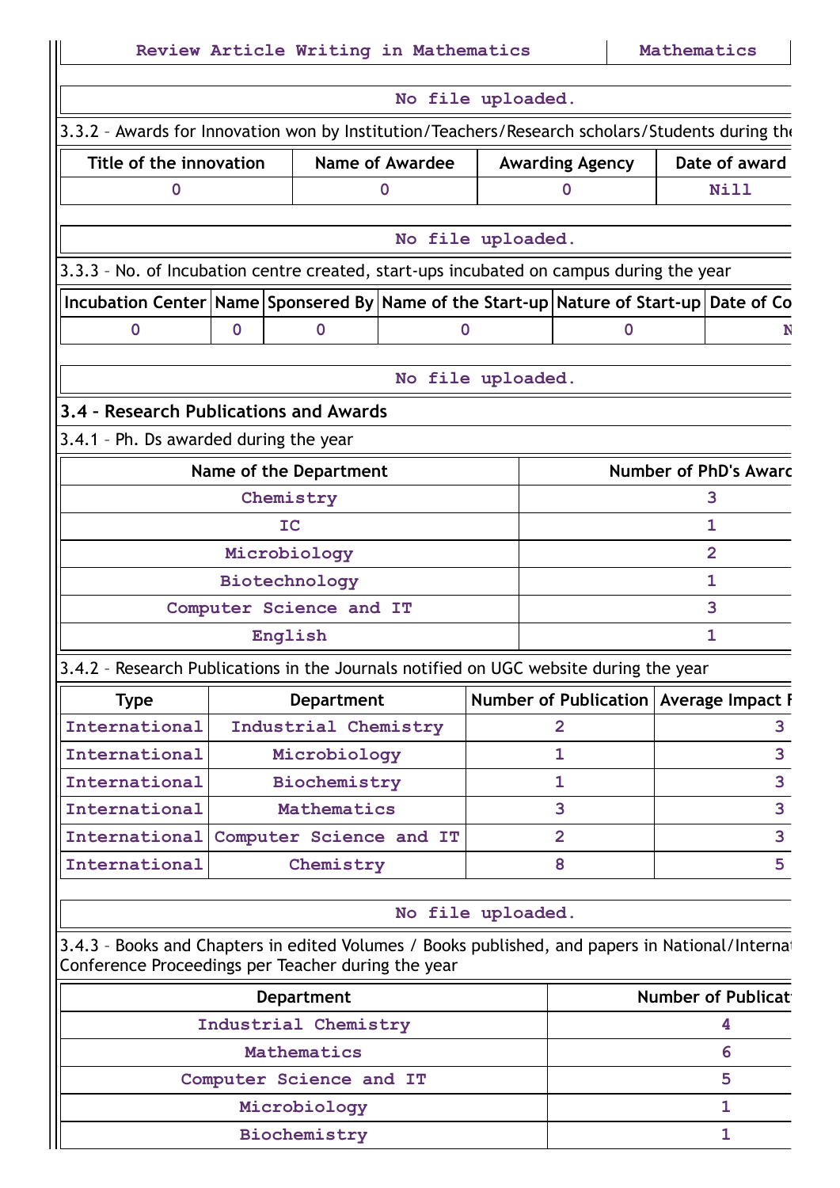| Review Article Writing in Mathematics | Mathematics |
|---|---|

No file uploaded.

3.3.2 – Awards for Innovation won by Institution/Teachers/Research scholars/Students during the

| Title of the innovation | Name of Awardee | Awarding Agency | Date of award |
|---|---|---|---|
| 0 | 0 | 0 | Nill |

No file uploaded.

3.3.3 – No. of Incubation centre created, start-ups incubated on campus during the year

| Incubation Center | Name | Sponsered By | Name of the Start-up | Nature of Start-up | Date of Co |
|---|---|---|---|---|---|
| 0 | 0 | 0 | 0 | 0 | N |

No file uploaded.

### 3.4 – Research Publications and Awards

3.4.1 – Ph. Ds awarded during the year

| Name of the Department | Number of PhD's Awarc |
|---|---|
| Chemistry | 3 |
| IC | 1 |
| Microbiology | 2 |
| Biotechnology | 1 |
| Computer Science and IT | 3 |
| English | 1 |

3.4.2 – Research Publications in the Journals notified on UGC website during the year

| Type | Department | Number of Publication | Average Impact F |
|---|---|---|---|
| International | Industrial Chemistry | 2 | 3 |
| International | Microbiology | 1 | 3 |
| International | Biochemistry | 1 | 3 |
| International | Mathematics | 3 | 3 |
| International | Computer Science and IT | 2 | 3 |
| International | Chemistry | 8 | 5 |

No file uploaded.

3.4.3 – Books and Chapters in edited Volumes / Books published, and papers in National/Internat Conference Proceedings per Teacher during the year

| Department | Number of Publicat |
|---|---|
| Industrial Chemistry | 4 |
| Mathematics | 6 |
| Computer Science and IT | 5 |
| Microbiology | 1 |
| Biochemistry | 1 |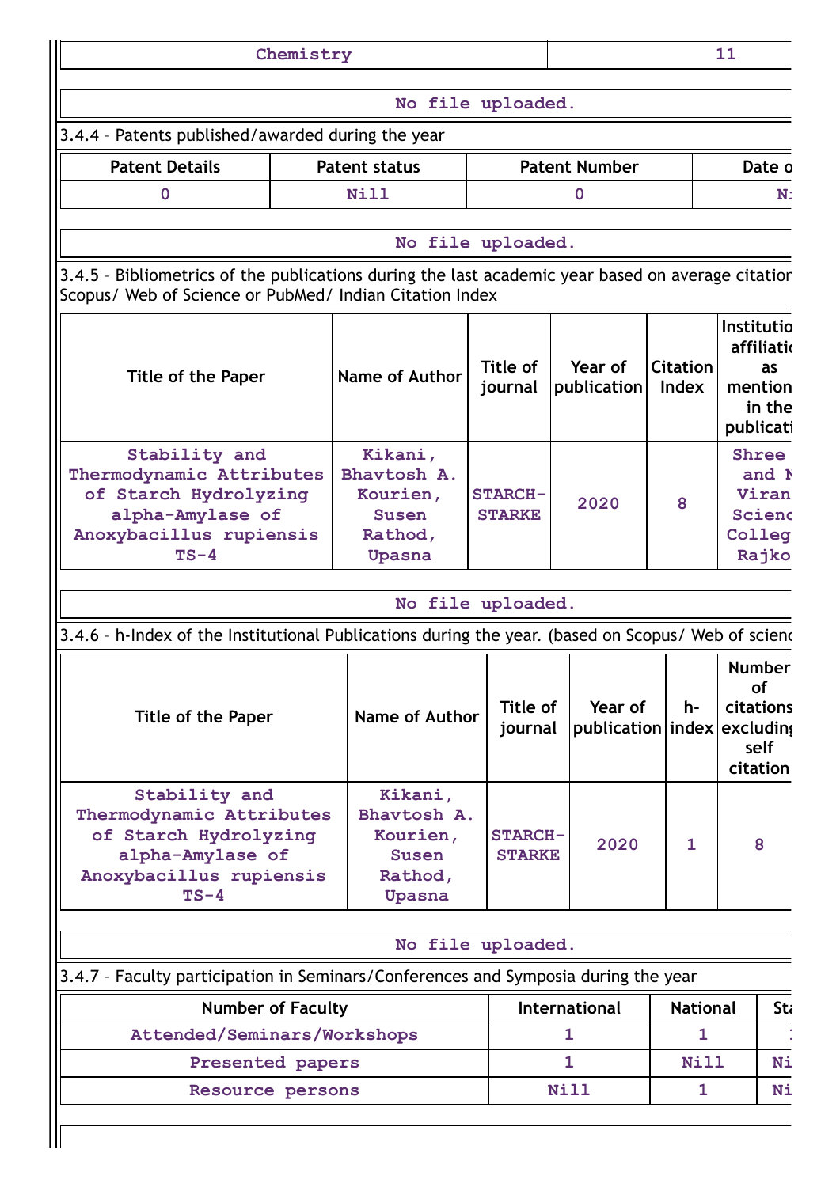| Chemistry | 11 |
|---|---|

No file uploaded.

3.4.4 – Patents published/awarded during the year

| Patent Details | Patent status | Patent Number | Date o |
|---|---|---|---|
| 0 | Nill | 0 | N: |

No file uploaded.

3.4.5 – Bibliometrics of the publications during the last academic year based on average citation Scopus/ Web of Science or PubMed/ Indian Citation Index

| Title of the Paper | Name of Author | Title of journal | Year of publication | Citation Index | Institutio affiliatic as mention in the publicati |
|---|---|---|---|---|---|
| Stability and Thermodynamic Attributes of Starch Hydrolyzing alpha-Amylase of Anoxybacillus rupiensis TS-4 | Kikani, Bhavtosh A. Kourien, Susen Rathod, Upasna | STARCH-STARKE | 2020 | 8 | Shree and N Viran Scienc Colleg Rajko |

No file uploaded.

3.4.6 – h-Index of the Institutional Publications during the year. (based on Scopus/ Web of scienc

| Title of the Paper | Name of Author | Title of journal | Year of publication | h-index | Number of citations excluding self citation |
|---|---|---|---|---|---|
| Stability and Thermodynamic Attributes of Starch Hydrolyzing alpha-Amylase of Anoxybacillus rupiensis TS-4 | Kikani, Bhavtosh A. Kourien, Susen Rathod, Upasna | STARCH-STARKE | 2020 | 1 | 8 |

No file uploaded.

3.4.7 – Faculty participation in Seminars/Conferences and Symposia during the year

| Number of Faculty | International | National | Sta |
|---|---|---|---|
| Attended/Seminars/Workshops | 1 | 1 | : |
| Presented papers | 1 | Nill | Ni |
| Resource persons | Nill | 1 | Ni |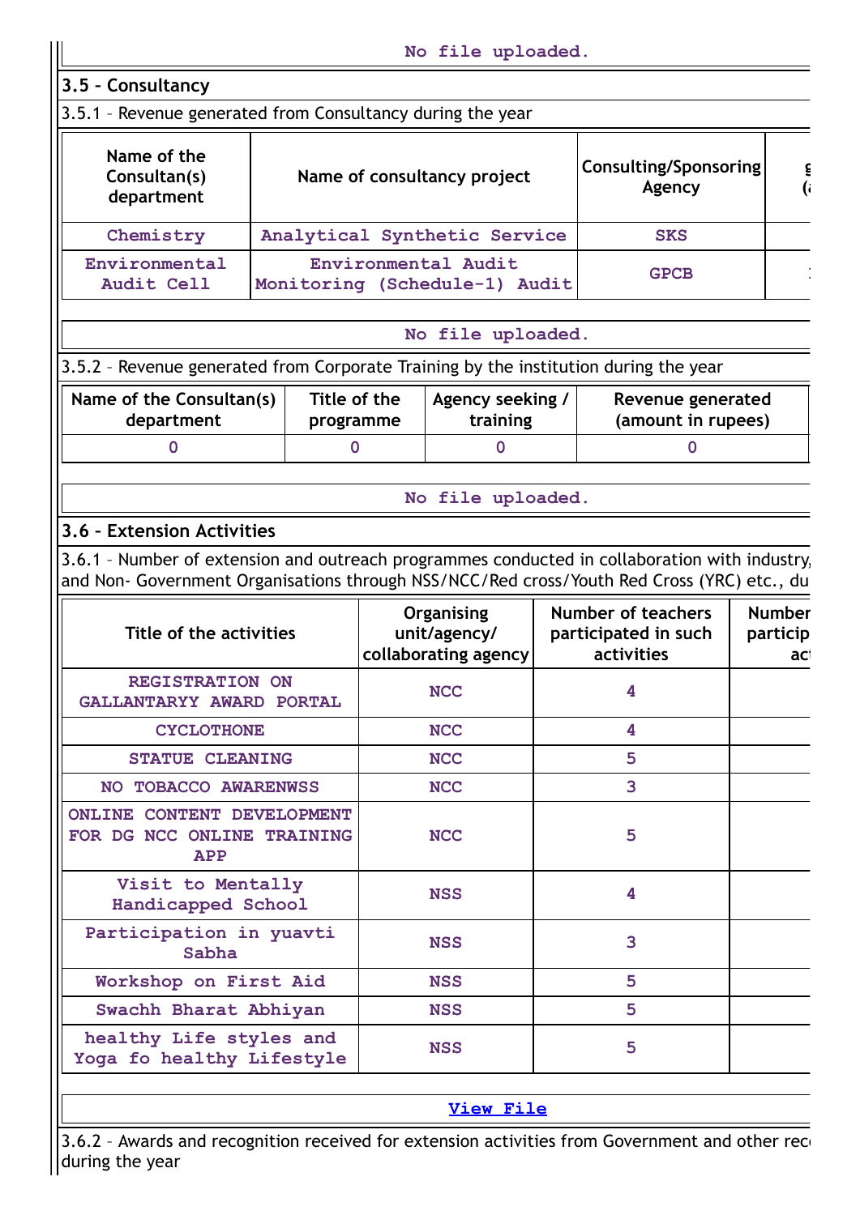No file uploaded.

### 3.5 – Consultancy

3.5.1 – Revenue generated from Consultancy during the year

| Name of the Consultan(s) department | Name of consultancy project | Consulting/Sponsoring Agency |
|---|---|---|
| Chemistry | Analytical Synthetic Service | SKS |
| Environmental Audit Cell | Environmental Audit Monitoring (Schedule-1) Audit | GPCB |

No file uploaded.

3.5.2 – Revenue generated from Corporate Training by the institution during the year

| Name of the Consultan(s) department | Title of the programme | Agency seeking / training | Revenue generated (amount in rupees) |
|---|---|---|---|
| 0 | 0 | 0 | 0 |

No file uploaded.

### 3.6 – Extension Activities

3.6.1 – Number of extension and outreach programmes conducted in collaboration with industry, and Non- Government Organisations through NSS/NCC/Red cross/Youth Red Cross (YRC) etc., du

| Title of the activities | Organising unit/agency/ collaborating agency | Number of teachers participated in such activities | Number particip act |
|---|---|---|---|
| REGISTRATION ON GALLANTARYY AWARD PORTAL | NCC | 4 | |
| CYCLOTHONE | NCC | 4 | |
| STATUE CLEANING | NCC | 5 | |
| NO TOBACCO AWARENWSS | NCC | 3 | |
| ONLINE CONTENT DEVELOPMENT FOR DG NCC ONLINE TRAINING APP | NCC | 5 | |
| Visit to Mentally Handicapped School | NSS | 4 | |
| Participation in yuavti Sabha | NSS | 3 | |
| Workshop on First Aid | NSS | 5 | |
| Swachh Bharat Abhiyan | NSS | 5 | |
| healthy Life styles and Yoga fo healthy Lifestyle | NSS | 5 | |

View File

3.6.2 – Awards and recognition received for extension activities from Government and other rec during the year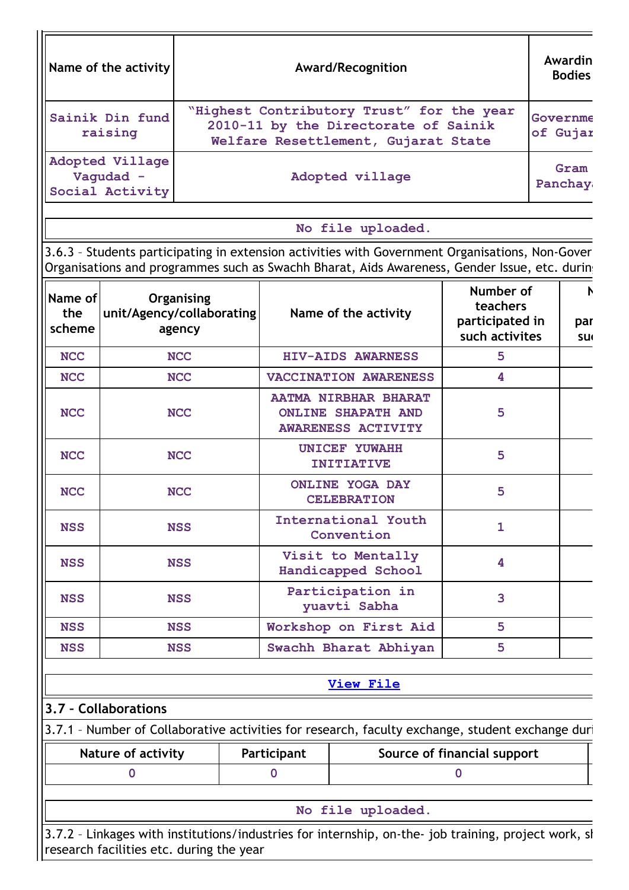| Name of the activity | Award/Recognition | Awardin Bodies |
|---|---|---|
| Sainik Din fund raising | "Highest Contributory Trust" for the year 2010-11 by the Directorate of Sainik Welfare Resettlement, Gujarat State | Governme of Gujar |
| Adopted Village Vagudad - Social Activity | Adopted village | Gram Panchay |

No file uploaded.

3.6.3 – Students participating in extension activities with Government Organisations, Non-Gover Organisations and programmes such as Swachh Bharat, Aids Awareness, Gender Issue, etc. durin

| Name of the scheme | Organising unit/Agency/collaborating agency | Name of the activity | Number of teachers participated in such activites | N par su |
|---|---|---|---|---|
| NCC | NCC | HIV-AIDS AWARNESS | 5 | |
| NCC | NCC | VACCINATION AWARENESS | 4 | |
| NCC | NCC | AATMA NIRBHAR BHARAT ONLINE SHAPATH AND AWARENESS ACTIVITY | 5 | |
| NCC | NCC | UNICEF YUWAHH INITIATIVE | 5 | |
| NCC | NCC | ONLINE YOGA DAY CELEBRATION | 5 | |
| NSS | NSS | International Youth Convention | 1 | |
| NSS | NSS | Visit to Mentally Handicapped School | 4 | |
| NSS | NSS | Participation in yuavti Sabha | 3 | |
| NSS | NSS | Workshop on First Aid | 5 | |
| NSS | NSS | Swachh Bharat Abhiyan | 5 | |

View File

## 3.7 – Collaborations

3.7.1 – Number of Collaborative activities for research, faculty exchange, student exchange duri

| Nature of activity | Participant | Source of financial support |
|---|---|---|
| 0 | 0 | 0 |

No file uploaded.

3.7.2 – Linkages with institutions/industries for internship, on-the- job training, project work, sh research facilities etc. during the year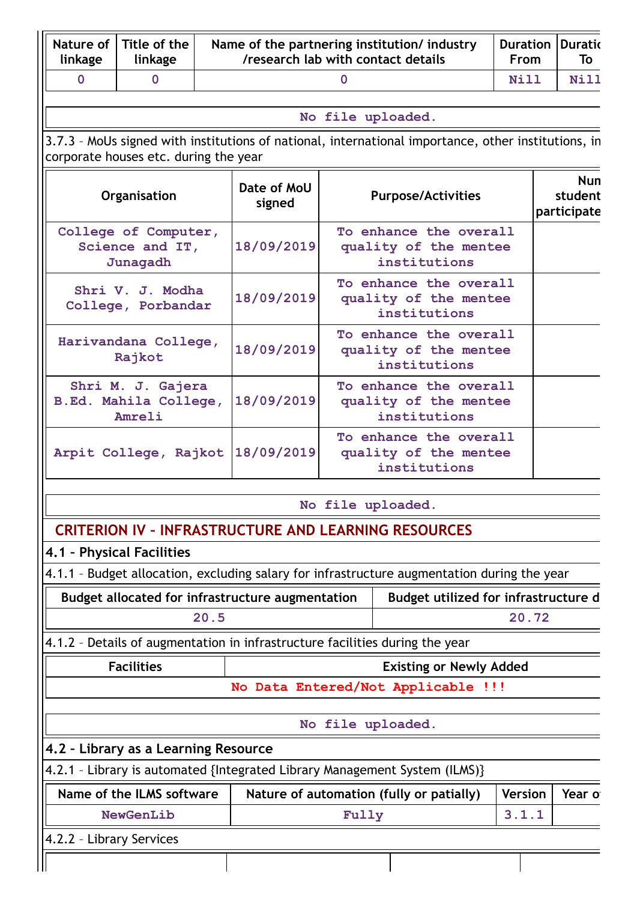| Nature of linkage | Title of the linkage | Name of the partnering institution/ industry /research lab with contact details | Duration From | Duratic To |
|---|---|---|---|---|
| 0 | 0 | 0 | Nill | Nill |

No file uploaded.

3.7.3 – MoUs signed with institutions of national, international importance, other institutions, in corporate houses etc. during the year

| Organisation | Date of MoU signed | Purpose/Activities | Nun student participate |
|---|---|---|---|
| College of Computer, Science and IT, Junagadh | 18/09/2019 | To enhance the overall quality of the mentee institutions | |
| Shri V. J. Modha College, Porbandar | 18/09/2019 | To enhance the overall quality of the mentee institutions | |
| Harivandana College, Rajkot | 18/09/2019 | To enhance the overall quality of the mentee institutions | |
| Shri M. J. Gajera B.Ed. Mahila College, Amreli | 18/09/2019 | To enhance the overall quality of the mentee institutions | |
| Arpit College, Rajkot | 18/09/2019 | To enhance the overall quality of the mentee institutions | |

No file uploaded.

## CRITERION IV – INFRASTRUCTURE AND LEARNING RESOURCES

### 4.1 – Physical Facilities

4.1.1 – Budget allocation, excluding salary for infrastructure augmentation during the year

| Budget allocated for infrastructure augmentation | Budget utilized for infrastructure d |
|---|---|
| 20.5 | 20.72 |

4.1.2 – Details of augmentation in infrastructure facilities during the year

| Facilities | Existing or Newly Added |
|---|---|
| No Data Entered/Not Applicable !!! | |

No file uploaded.

### 4.2 – Library as a Learning Resource

4.2.1 – Library is automated {Integrated Library Management System (ILMS)}

| Name of the ILMS software | Nature of automation (fully or patially) | Version | Year o |
|---|---|---|---|
| NewGenLib | Fully | 3.1.1 | |

4.2.2 – Library Services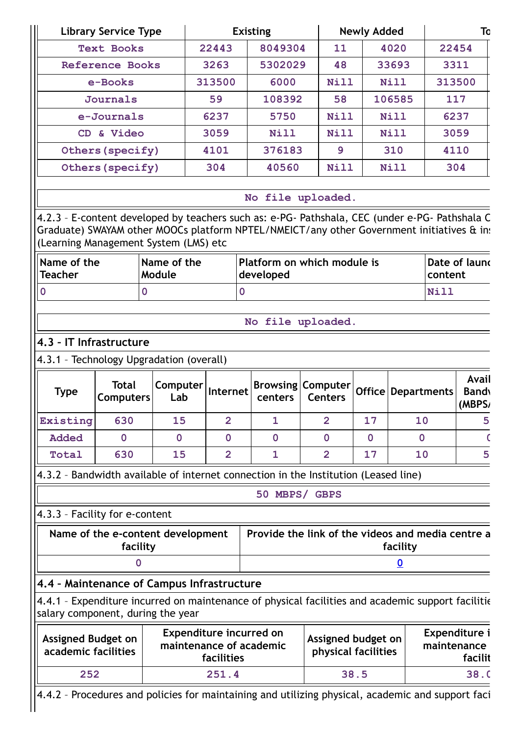| Library Service Type | Existing | | Newly Added | | To |
|---|---|---|---|---|---|
| Text Books | 22443 | 8049304 | 11 | 4020 | 22454 |
| Reference Books | 3263 | 5302029 | 48 | 33693 | 3311 |
| e-Books | 313500 | 6000 | Nill | Nill | 313500 |
| Journals | 59 | 108392 | 58 | 106585 | 117 |
| e-Journals | 6237 | 5750 | Nill | Nill | 6237 |
| CD & Video | 3059 | Nill | Nill | Nill | 3059 |
| Others(specify) | 4101 | 376183 | 9 | 310 | 4110 |
| Others(specify) | 304 | 40560 | Nill | Nill | 304 |

No file uploaded.

4.2.3 – E-content developed by teachers such as: e-PG- Pathshala, CEC (under e-PG- Pathshala C Graduate) SWAYAM other MOOCs platform NPTEL/NMEICT/any other Government initiatives & ins (Learning Management System (LMS) etc

| Name of the Teacher | Name of the Module | Platform on which module is developed | Date of launc content |
|---|---|---|---|
| 0 | 0 | 0 | Nill |

No file uploaded.

## 4.3 – IT Infrastructure

4.3.1 – Technology Upgradation (overall)

| Type | Total Computers | Computer Lab | Internet | Browsing centers | Computer Centers | Office | Departments | Avail Bandv (MBPS/ |
|---|---|---|---|---|---|---|---|---|
| Existing | 630 | 15 | 2 | 1 | 2 | 17 | 10 | 5 |
| Added | 0 | 0 | 0 | 0 | 0 | 0 | 0 | 0 |
| Total | 630 | 15 | 2 | 1 | 2 | 17 | 10 | 5 |

4.3.2 – Bandwidth available of internet connection in the Institution (Leased line)

50 MBPS/ GBPS

4.3.3 – Facility for e-content

| Name of the e-content development facility | Provide the link of the videos and media centre a facility |
|---|---|
| 0 | 0 |

## 4.4 – Maintenance of Campus Infrastructure

4.4.1 – Expenditure incurred on maintenance of physical facilities and academic support facilitie salary component, during the year

| Assigned Budget on academic facilities | Expenditure incurred on maintenance of academic facilities | Assigned budget on physical facilities | Expenditure i maintenance facilit |
|---|---|---|---|
| 252 | 251.4 | 38.5 | 38.0 |

4.4.2 – Procedures and policies for maintaining and utilizing physical, academic and support faci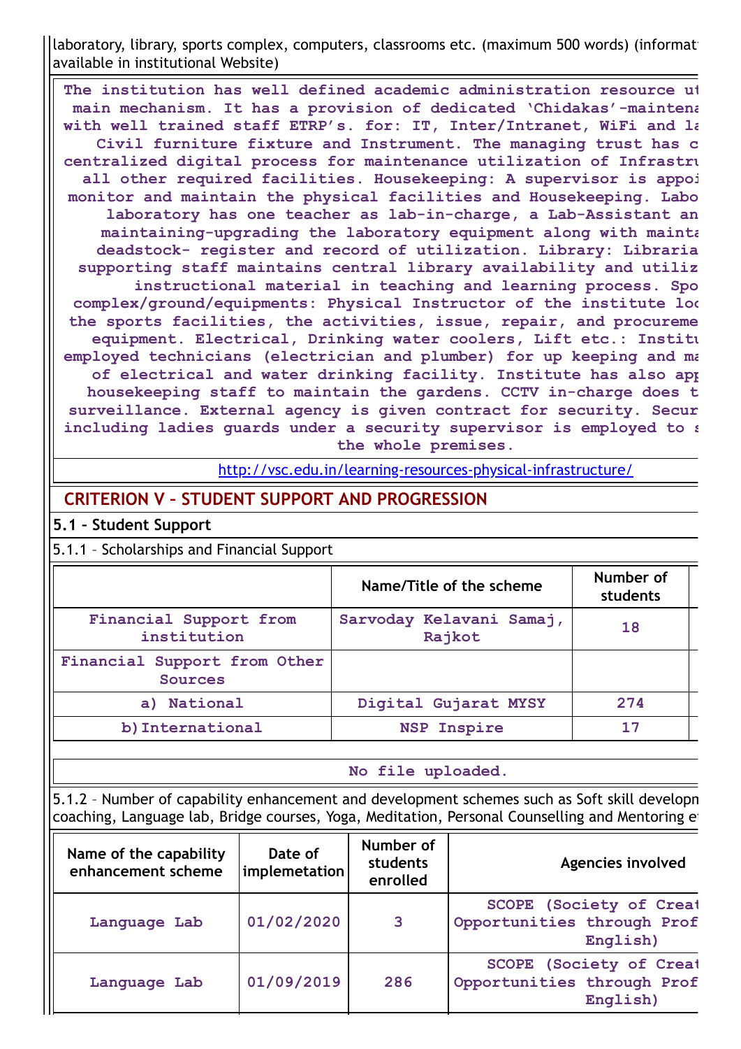laboratory, library, sports complex, computers, classrooms etc. (maximum 500 words) (informat available in institutional Website)

The institution has well defined academic administration resource ut main mechanism. It has a provision of dedicated 'Chidakas'-maintena with well trained staff ETRP's. for: IT, Inter/Intranet, WiFi and la Civil furniture fixture and Instrument. The managing trust has c centralized digital process for maintenance utilization of Infrastru all other required facilities. Housekeeping: A supervisor is appoi monitor and maintain the physical facilities and Housekeeping. Labo laboratory has one teacher as lab-in-charge, a Lab-Assistant an maintaining-upgrading the laboratory equipment along with mainta deadstock- register and record of utilization. Library: Libraria supporting staff maintains central library availability and utiliz instructional material in teaching and learning process. Spo complex/ground/equipments: Physical Instructor of the institute loo the sports facilities, the activities, issue, repair, and procureme equipment. Electrical, Drinking water coolers, Lift etc.: Institu employed technicians (electrician and plumber) for up keeping and ma of electrical and water drinking facility. Institute has also app housekeeping staff to maintain the gardens. CCTV in-charge does t surveillance. External agency is given contract for security. Secur including ladies guards under a security supervisor is employed to s the whole premises.

http://vsc.edu.in/learning-resources-physical-infrastructure/

## CRITERION V – STUDENT SUPPORT AND PROGRESSION

### 5.1 – Student Support

5.1.1 – Scholarships and Financial Support

| | Name/Title of the scheme | Number of students |
|---|---|---|
| Financial Support from institution | Sarvoday Kelavani Samaj, Rajkot | 18 |
| Financial Support from Other Sources | | |
| a) National | Digital Gujarat MYSY | 274 |
| b) International | NSP Inspire | 17 |

No file uploaded.

5.1.2 – Number of capability enhancement and development schemes such as Soft skill developm coaching, Language lab, Bridge courses, Yoga, Meditation, Personal Counselling and Mentoring e

| Name of the capability enhancement scheme | Date of implemetation | Number of students enrolled | Agencies involved |
|---|---|---|---|
| Language Lab | 01/02/2020 | 3 | SCOPE (Society of Creat Opportunities through Prof English) |
| Language Lab | 01/09/2019 | 286 | SCOPE (Society of Creat Opportunities through Prof English) |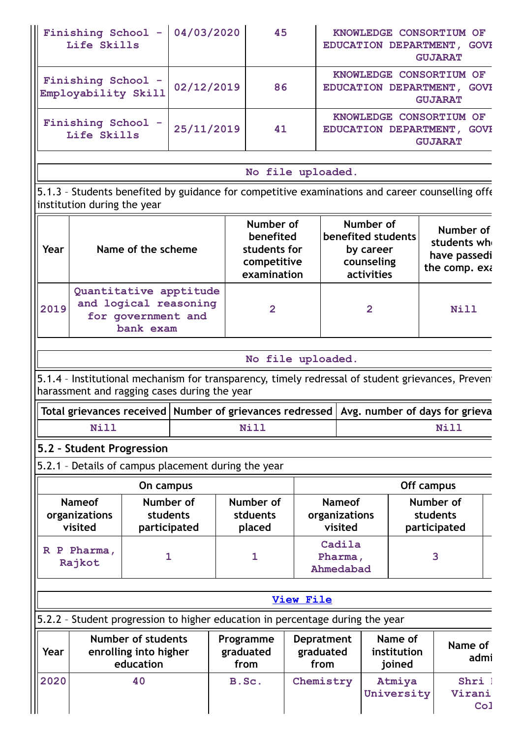| Finishing School - Life Skills | 04/03/2020 | 45 | KNOWLEDGE CONSORTIUM OF EDUCATION DEPARTMENT, GOVI GUJARAT |
|---|---|---|---|
| Finishing School - Employability Skill | 02/12/2019 | 86 | KNOWLEDGE CONSORTIUM OF EDUCATION DEPARTMENT, GOVI GUJARAT |
| Finishing School - Life Skills | 25/11/2019 | 41 | KNOWLEDGE CONSORTIUM OF EDUCATION DEPARTMENT, GOVI GUJARAT |

No file uploaded.

5.1.3 – Students benefited by guidance for competitive examinations and career counselling offe institution during the year

| Year | Name of the scheme | Number of benefited students for competitive examination | Number of benefited students by career counseling activities | Number of students wh have passedi the comp. exa |
|---|---|---|---|---|
| 2019 | Quantitative apptitude and logical reasoning for government and bank exam | 2 | 2 | Nill |

No file uploaded.

5.1.4 – Institutional mechanism for transparency, timely redressal of student grievances, Preven harassment and ragging cases during the year

| Total grievances received | Number of grievances redressed | Avg. number of days for grieva |
|---|---|---|
| Nill | Nill | Nill |

## 5.2 – Student Progression

5.2.1 – Details of campus placement during the year

| On campus | | | Off campus | |
|---|---|---|---|---|
| Nameof organizations visited | Number of students participated | Number of stduents placed | Nameof organizations visited | Number of students participated |
| R P Pharma, Rajkot | 1 | 1 | Cadila Pharma, Ahmedabad | 3 |

View File

5.2.2 – Student progression to higher education in percentage during the year

| Year | Number of students enrolling into higher education | Programme graduated from | Depratment graduated from | Name of institution joined | Name of admi |
|---|---|---|---|---|---|
| 2020 | 40 | B.Sc. | Chemistry | Atmiya University | Shri I Virani Col |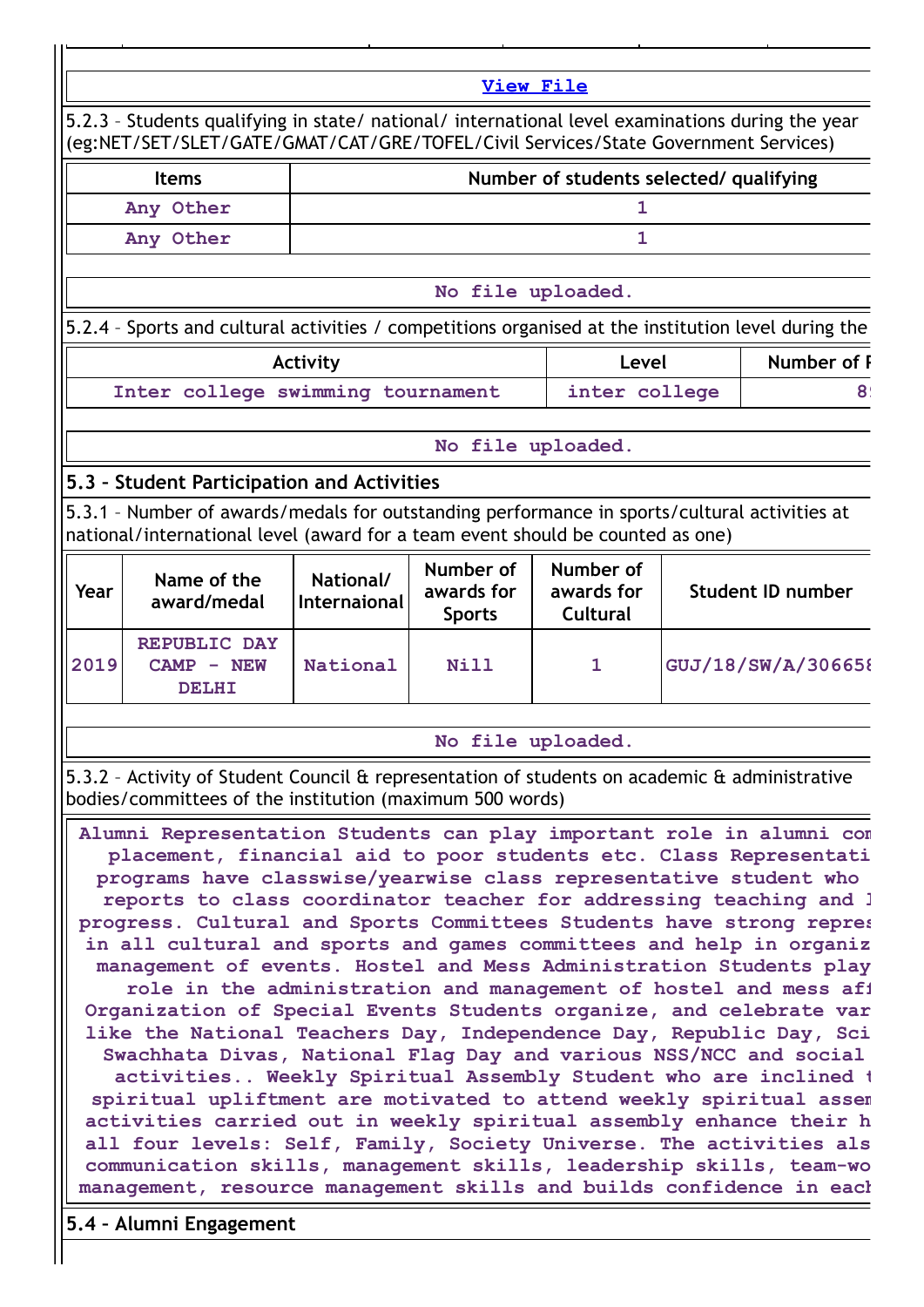[View File]

5.2.3 – Students qualifying in state/ national/ international level examinations during the year (eg:NET/SET/SLET/GATE/GMAT/CAT/GRE/TOFEL/Civil Services/State Government Services)

| Items | Number of students selected/ qualifying |
|---|---|
| Any Other | 1 |
| Any Other | 1 |

No file uploaded.

5.2.4 – Sports and cultural activities / competitions organised at the institution level during the

| Activity | Level | Number of P |
|---|---|---|
| Inter college swimming tournament | inter college | 8 |

No file uploaded.

## 5.3 – Student Participation and Activities

5.3.1 – Number of awards/medals for outstanding performance in sports/cultural activities at national/international level (award for a team event should be counted as one)

| Year | Name of the award/medal | National/ Internaional | Number of awards for Sports | Number of awards for Cultural | Student ID number |
|---|---|---|---|---|---|
| 2019 | REPUBLIC DAY CAMP - NEW DELHI | National | Nill | 1 | GUJ/18/SW/A/30665 |

No file uploaded.

5.3.2 – Activity of Student Council & representation of students on academic & administrative bodies/committees of the institution (maximum 500 words)

Alumni Representation Students can play important role in alumni con placement, financial aid to poor students etc. Class Representati programs have classwise/yearwise class representative student who reports to class coordinator teacher for addressing teaching and l progress. Cultural and Sports Committees Students have strong repres in all cultural and sports and games committees and help in organiz management of events. Hostel and Mess Administration Students play role in the administration and management of hostel and mess aff Organization of Special Events Students organize, and celebrate var like the National Teachers Day, Independence Day, Republic Day, Sci Swachhata Divas, National Flag Day and various NSS/NCC and social activities.. Weekly Spiritual Assembly Student who are inclined t spiritual upliftment are motivated to attend weekly spiritual assem activities carried out in weekly spiritual assembly enhance their h all four levels: Self, Family, Society Universe. The activities als communication skills, management skills, leadership skills, team-wo management, resource management skills and builds confidence in each

## 5.4 – Alumni Engagement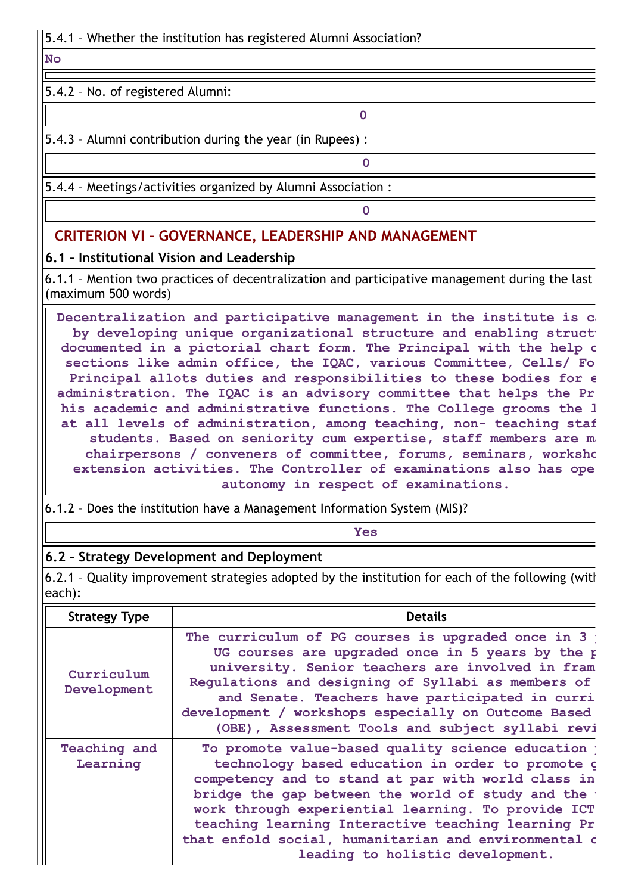5.4.1 – Whether the institution has registered Alumni Association?

**No**

5.4.2 – No. of registered Alumni:

| 0 |
|---|

5.4.3 – Alumni contribution during the year (in Rupees) :

| 0 |
|---|

5.4.4 – Meetings/activities organized by Alumni Association :

| 0 |
|---|

## CRITERION VI – GOVERNANCE, LEADERSHIP AND MANAGEMENT

### 6.1 – Institutional Vision and Leadership

6.1.1 – Mention two practices of decentralization and participative management during the last (maximum 500 words)

Decentralization and participative management in the institute is c by developing unique organizational structure and enabling struct documented in a pictorial chart form. The Principal with the help c sections like admin office, the IQAC, various Committee, Cells/ Fo Principal allots duties and responsibilities to these bodies for e administration. The IQAC is an advisory committee that helps the Pr his academic and administrative functions. The College grooms the l at all levels of administration, among teaching, non- teaching staf students. Based on seniority cum expertise, staff members are m chairpersons / conveners of committee, forums, seminars, worksho extension activities. The Controller of examinations also has ope autonomy in respect of examinations.

6.1.2 – Does the institution have a Management Information System (MIS)?

| Yes |
|---|

### 6.2 – Strategy Development and Deployment

6.2.1 – Quality improvement strategies adopted by the institution for each of the following (witl each):

| Strategy Type | Details |
|---|---|
| Curriculum Development | The curriculum of PG courses is upgraded once in 3 UG courses are upgraded once in 5 years by the p university. Senior teachers are involved in fram Regulations and designing of Syllabi as members of and Senate. Teachers have participated in curri development / workshops especially on Outcome Based (OBE), Assessment Tools and subject syllabi revi |
| Teaching and Learning | To promote value-based quality science education technology based education in order to promote g competency and to stand at par with world class in bridge the gap between the world of study and the work through experiential learning. To provide ICT teaching learning Interactive teaching learning Pr that enfold social, humanitarian and environmental c leading to holistic development. |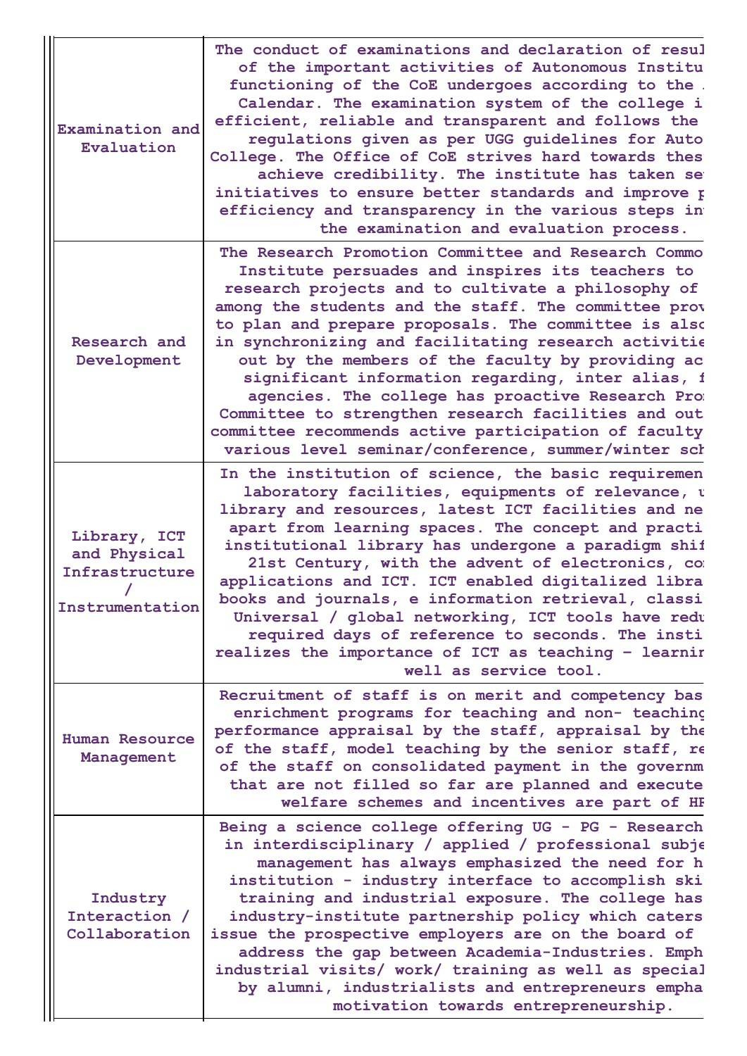| | |
|---|---|
| Examination and Evaluation | The conduct of examinations and declaration of resul of the important activities of Autonomous Institu functioning of the CoE undergoes according to the Calendar. The examination system of the college i efficient, reliable and transparent and follows the regulations given as per UGG guidelines for Auto College. The Office of CoE strives hard towards thes achieve credibility. The institute has taken se initiatives to ensure better standards and improve p efficiency and transparency in the various steps in the examination and evaluation process. |
| Research and Development | The Research Promotion Committee and Research Commo Institute persuades and inspires its teachers to research projects and to cultivate a philosophy of among the students and the staff. The committee prov to plan and prepare proposals. The committee is also in synchronizing and facilitating research activitie out by the members of the faculty by providing ac significant information regarding, inter alias, f agencies. The college has proactive Research Pro Committee to strengthen research facilities and out committee recommends active participation of faculty various level seminar/conference, summer/winter sch |
| Library, ICT and Physical Infrastructure / Instrumentation | In the institution of science, the basic requiremen laboratory facilities, equipments of relevance, u library and resources, latest ICT facilities and ne apart from learning spaces. The concept and practi institutional library has undergone a paradigm shif 21st Century, with the advent of electronics, co applications and ICT. ICT enabled digitalized libra books and journals, e information retrieval, classi Universal / global networking, ICT tools have redu required days of reference to seconds. The insti realizes the importance of ICT as teaching - learnin well as service tool. |
| Human Resource Management | Recruitment of staff is on merit and competency bas enrichment programs for teaching and non- teaching performance appraisal by the staff, appraisal by the of the staff, model teaching by the senior staff, re of the staff on consolidated payment in the governm that are not filled so far are planned and execute welfare schemes and incentives are part of HR |
| Industry Interaction / Collaboration | Being a science college offering UG - PG - Research in interdisciplinary / applied / professional subje management has always emphasized the need for h institution - industry interface to accomplish ski training and industrial exposure. The college has industry-institute partnership policy which caters issue the prospective employers are on the board of address the gap between Academia-Industries. Emph industrial visits/ work/ training as well as special by alumni, industrialists and entrepreneurs empha motivation towards entrepreneurship. |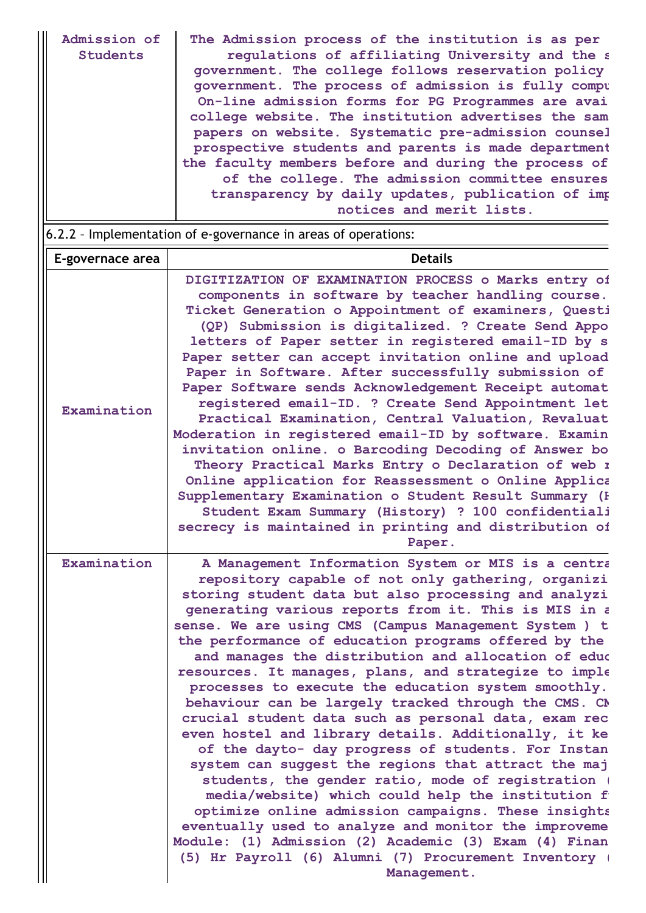| Admission of Students | The Admission process of the institution is as per regulations of affiliating University and the s government. The college follows reservation policy government. The process of admission is fully compu On-line admission forms for PG Programmes are avai college website. The institution advertises the sam papers on website. Systematic pre-admission counsel prospective students and parents is made department the faculty members before and during the process of of the college. The admission committee ensures transparency by daily updates, publication of imp notices and merit lists. |
|---|---|

6.2.2 – Implementation of e-governance in areas of operations:

| E-governace area | Details |
|---|---|
| Examination | DIGITIZATION OF EXAMINATION PROCESS o Marks entry of components in software by teacher handling course. Ticket Generation o Appointment of examiners, Questi (QP) Submission is digitalized. ? Create Send Appo letters of Paper setter in registered email-ID by s Paper setter can accept invitation online and upload Paper in Software. After successfully submission of Paper Software sends Acknowledgement Receipt automat registered email-ID. ? Create Send Appointment let Practical Examination, Central Valuation, Revaluat Moderation in registered email-ID by software. Examin invitation online. o Barcoding Decoding of Answer bo Theory Practical Marks Entry o Declaration of web r Online application for Reassessment o Online Applica Supplementary Examination o Student Result Summary (H Student Exam Summary (History) ? 100 confidentiali secrecy is maintained in printing and distribution of Paper. |
| Examination | A Management Information System or MIS is a centra repository capable of not only gathering, organizi storing student data but also processing and analyzi generating various reports from it. This is MIS in a sense. We are using CMS (Campus Management System ) t the performance of education programs offered by the and manages the distribution and allocation of educ resources. It manages, plans, and strategize to imple processes to execute the education system smoothly. behaviour can be largely tracked through the CMS. CM crucial student data such as personal data, exam rec even hostel and library details. Additionally, it ke of the dayto- day progress of students. For Instan system can suggest the regions that attract the maj students, the gender ratio, mode of registration ( media/website) which could help the institution f optimize online admission campaigns. These insights eventually used to analyze and monitor the improveme Module: (1) Admission (2) Academic (3) Exam (4) Finan (5) Hr Payroll (6) Alumni (7) Procurement Inventory ( Management. |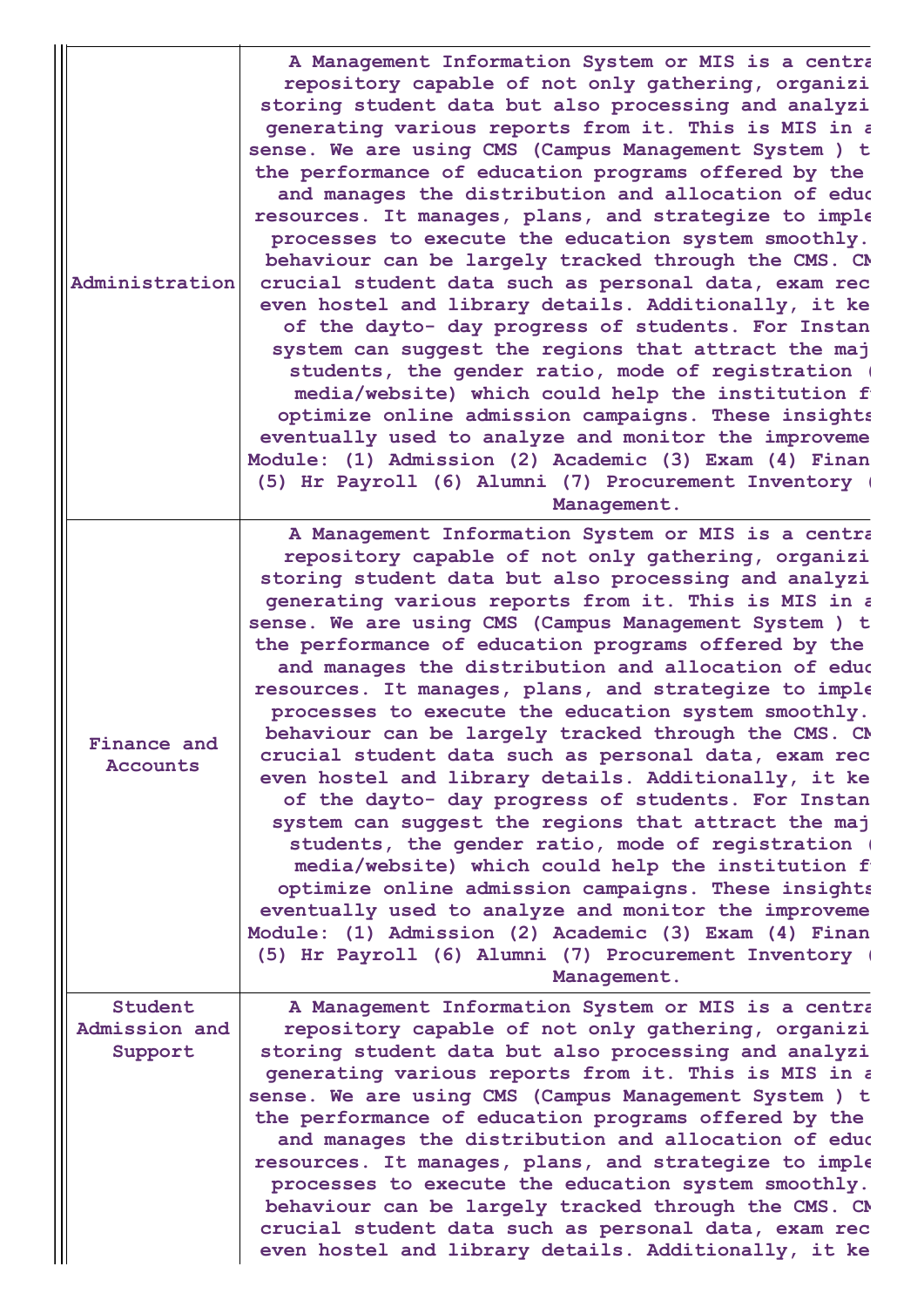| | |
|---|---|
| Administration | A Management Information System or MIS is a centra repository capable of not only gathering, organizi storing student data but also processing and analyzi generating various reports from it. This is MIS in a sense. We are using CMS (Campus Management System ) t the performance of education programs offered by the and manages the distribution and allocation of educ resources. It manages, plans, and strategize to imple processes to execute the education system smoothly. behaviour can be largely tracked through the CMS. CM crucial student data such as personal data, exam rec even hostel and library details. Additionally, it ke of the dayto- day progress of students. For Instan system can suggest the regions that attract the maj students, the gender ratio, mode of registration ( media/website) which could help the institution f optimize online admission campaigns. These insights eventually used to analyze and monitor the improveme Module: (1) Admission (2) Academic (3) Exam (4) Finan (5) Hr Payroll (6) Alumni (7) Procurement Inventory ( Management. |
| Finance and Accounts | A Management Information System or MIS is a centra repository capable of not only gathering, organizi storing student data but also processing and analyzi generating various reports from it. This is MIS in a sense. We are using CMS (Campus Management System ) t the performance of education programs offered by the and manages the distribution and allocation of educ resources. It manages, plans, and strategize to imple processes to execute the education system smoothly. behaviour can be largely tracked through the CMS. CM crucial student data such as personal data, exam rec even hostel and library details. Additionally, it ke of the dayto- day progress of students. For Instan system can suggest the regions that attract the maj students, the gender ratio, mode of registration ( media/website) which could help the institution f optimize online admission campaigns. These insights eventually used to analyze and monitor the improveme Module: (1) Admission (2) Academic (3) Exam (4) Finan (5) Hr Payroll (6) Alumni (7) Procurement Inventory ( Management. |
| Student Admission and Support | A Management Information System or MIS is a centra repository capable of not only gathering, organizi storing student data but also processing and analyzi generating various reports from it. This is MIS in a sense. We are using CMS (Campus Management System ) t the performance of education programs offered by the and manages the distribution and allocation of educ resources. It manages, plans, and strategize to imple processes to execute the education system smoothly. behaviour can be largely tracked through the CMS. CM crucial student data such as personal data, exam rec even hostel and library details. Additionally, it ke |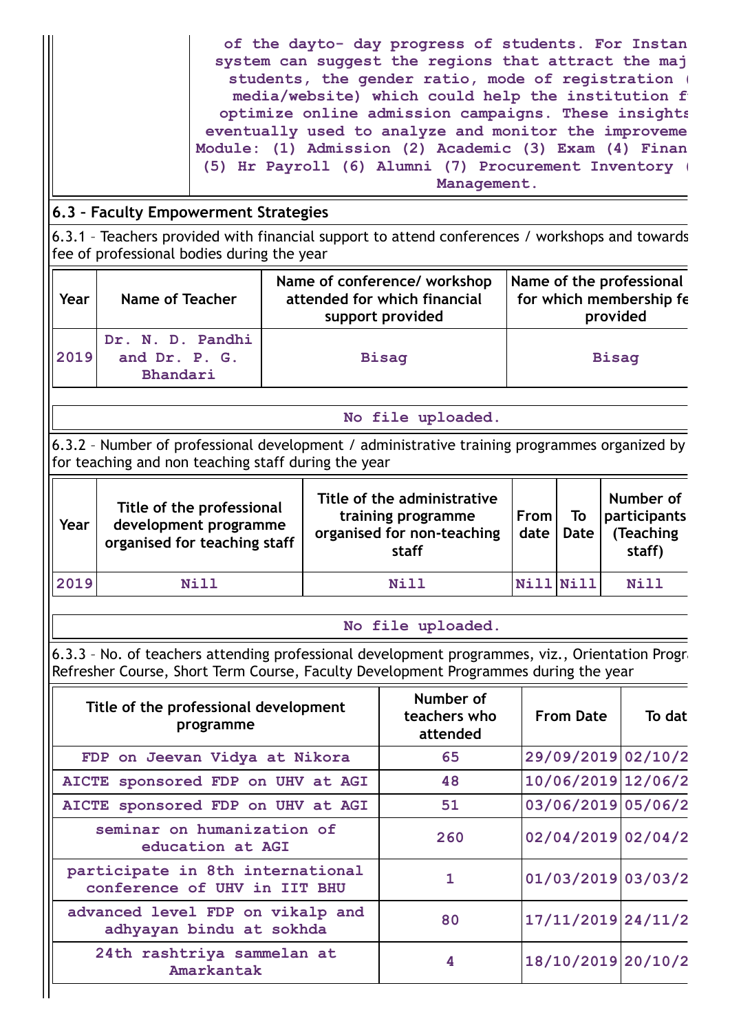| | of the dayto- day progress of students. For Instan system can suggest the regions that attract the maj students, the gender ratio, mode of registration ( media/website) which could help the institution f optimize online admission campaigns. These insights eventually used to analyze and monitor the improveme Module: (1) Admission (2) Academic (3) Exam (4) Finan (5) Hr Payroll (6) Alumni (7) Procurement Inventory ( Management. |
|---|---|

## 6.3 – Faculty Empowerment Strategies

6.3.1 – Teachers provided with financial support to attend conferences / workshops and towards fee of professional bodies during the year

| Year | Name of Teacher | Name of conference/ workshop attended for which financial support provided | Name of the professional for which membership fe provided |
|---|---|---|---|
| 2019 | Dr. N. D. Pandhi and Dr. P. G. Bhandari | Bisag | Bisag |

No file uploaded.

6.3.2 – Number of professional development / administrative training programmes organized by for teaching and non teaching staff during the year

| Year | Title of the professional development programme organised for teaching staff | Title of the administrative training programme organised for non-teaching staff | From date | To Date | Number of participants (Teaching staff) |
|---|---|---|---|---|---|
| 2019 | Nill | Nill | Nill | Nill | Nill |

No file uploaded.

6.3.3 – No. of teachers attending professional development programmes, viz., Orientation Progra Refresher Course, Short Term Course, Faculty Development Programmes during the year

| Title of the professional development programme | Number of teachers who attended | From Date | To dat |
|---|---|---|---|
| FDP on Jeevan Vidya at Nikora | 65 | 29/09/2019 | 02/10/2 |
| AICTE sponsored FDP on UHV at AGI | 48 | 10/06/2019 | 12/06/2 |
| AICTE sponsored FDP on UHV at AGI | 51 | 03/06/2019 | 05/06/2 |
| seminar on humanization of education at AGI | 260 | 02/04/2019 | 02/04/2 |
| participate in 8th international conference of UHV in IIT BHU | 1 | 01/03/2019 | 03/03/2 |
| advanced level FDP on vikalp and adhyayan bindu at sokhda | 80 | 17/11/2019 | 24/11/2 |
| 24th rashtriya sammelan at Amarkantak | 4 | 18/10/2019 | 20/10/2 |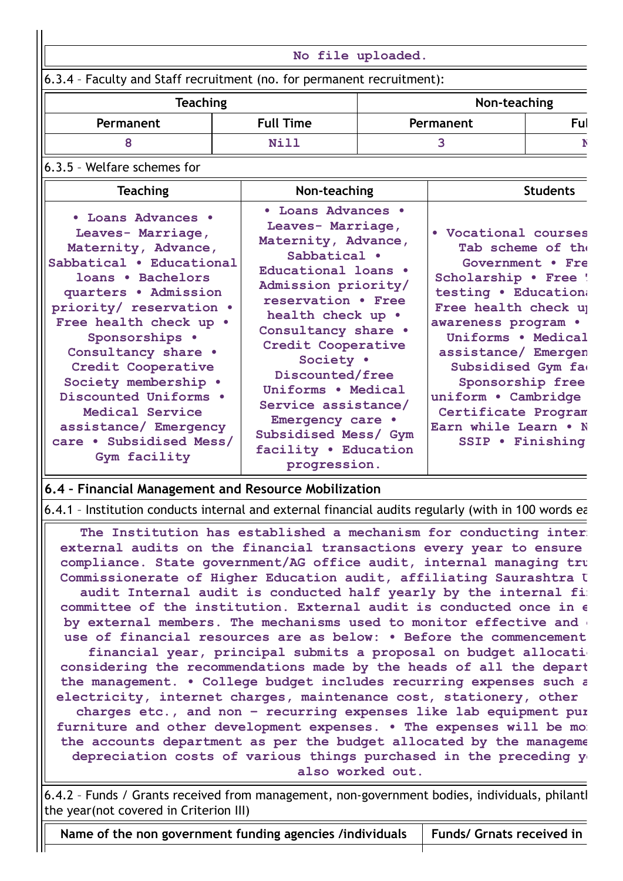No file uploaded.

6.3.4 – Faculty and Staff recruitment (no. for permanent recruitment):

| Teaching | | Non-teaching | |
|---|---|---|---|
| Permanent | Full Time | Permanent | Ful |
| 8 | Nill | 3 | N |

6.3.5 – Welfare schemes for

| Teaching | Non-teaching | Students |
|---|---|---|
| • Loans Advances • Leaves- Marriage, Maternity, Advance, Sabbatical • Educational loans • Bachelors quarters • Admission priority/ reservation • Free health check up • Sponsorships • Consultancy share • Credit Cooperative Society membership • Discounted Uniforms • Medical Service assistance/ Emergency care • Subsidised Mess/ Gym facility | • Loans Advances • Leaves- Marriage, Maternity, Advance, Sabbatical • Educational loans • Admission priority/ reservation • Free health check up • Consultancy share • Credit Cooperative Society • Discounted/free Uniforms • Medical Service assistance/ Emergency care • Subsidised Mess/ Gym facility • Education progression. | • Vocational courses Tab scheme of th Government • Fre Scholarship • Free testing • Educationa Free health check u awareness program • Uniforms • Medical assistance/ Emergen Subsidised Gym fa Sponsorship free uniform • Cambridge Certificate Program Earn while Learn • N SSIP • Finishing |

## 6.4 – Financial Management and Resource Mobilization

6.4.1 – Institution conducts internal and external financial audits regularly (with in 100 words ea

The Institution has established a mechanism for conducting inter external audits on the financial transactions every year to ensure compliance. State government/AG office audit, internal managing tru Commissionerate of Higher Education audit, affiliating Saurashtra U audit Internal audit is conducted half yearly by the internal fi committee of the institution. External audit is conducted once in e by external members. The mechanisms used to monitor effective and use of financial resources are as below: • Before the commencement financial year, principal submits a proposal on budget allocati considering the recommendations made by the heads of all the depart the management. • College budget includes recurring expenses such a electricity, internet charges, maintenance cost, stationery, other charges etc., and non – recurring expenses like lab equipment pur furniture and other development expenses. • The expenses will be mo the accounts department as per the budget allocated by the manageme depreciation costs of various things purchased in the preceding y also worked out.

6.4.2 – Funds / Grants received from management, non-government bodies, individuals, philantl the year(not covered in Criterion III)

| Name of the non government funding agencies /individuals | Funds/ Grnats received in |
|---|---|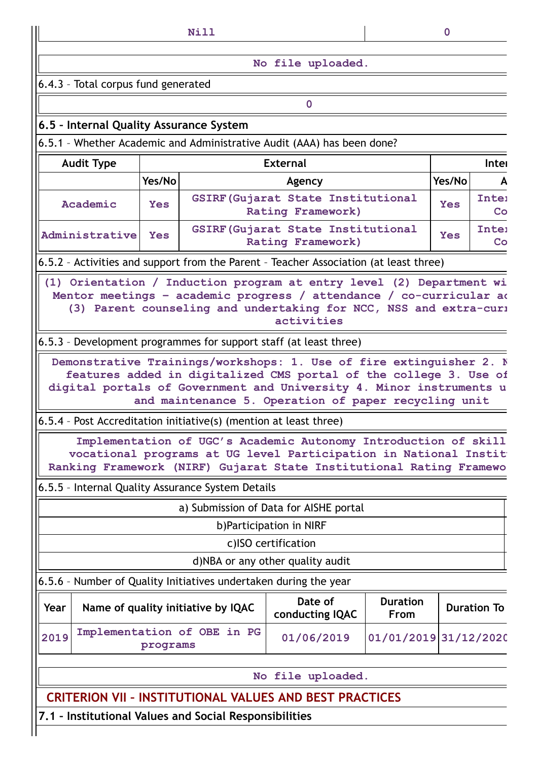| Nill | 0 |
|---|---|

No file uploaded.

6.4.3 – Total corpus fund generated

0

**6.5 – Internal Quality Assurance System**

6.5.1 – Whether Academic and Administrative Audit (AAA) has been done?

| Audit Type | External | | Inter | |
|---|---|---|---|---|
| | Yes/No | Agency | Yes/No | A |
| Academic | Yes | GSIRF(Gujarat State Institutional Rating Framework) | Yes | Inte Co |
| Administrative | Yes | GSIRF(Gujarat State Institutional Rating Framework) | Yes | Inte Co |

6.5.2 – Activities and support from the Parent – Teacher Association (at least three)

(1) Orientation / Induction program at entry level (2) Department wi Mentor meetings – academic progress / attendance / co-curricular ac (3) Parent counseling and undertaking for NCC, NSS and extra-curr activities

6.5.3 – Development programmes for support staff (at least three)

Demonstrative Trainings/workshops: 1. Use of fire extinguisher 2. N features added in digitalized CMS portal of the college 3. Use of digital portals of Government and University 4. Minor instruments u and maintenance 5. Operation of paper recycling unit

6.5.4 – Post Accreditation initiative(s) (mention at least three)

Implementation of UGC's Academic Autonomy Introduction of skill vocational programs at UG level Participation in National Instit Ranking Framework (NIRF) Gujarat State Institutional Rating Framewo

6.5.5 – Internal Quality Assurance System Details

| a) Submission of Data for AISHE portal |
|---|
| b)Participation in NIRF |
| c)ISO certification |
| d)NBA or any other quality audit |

6.5.6 – Number of Quality Initiatives undertaken during the year

| Year | Name of quality initiative by IQAC | Date of conducting IQAC | Duration From | Duration To |
|---|---|---|---|---|
| 2019 | Implementation of OBE in PG programs | 01/06/2019 | 01/01/2019 | 31/12/2020 |

No file uploaded.

## CRITERION VII – INSTITUTIONAL VALUES AND BEST PRACTICES

**7.1 – Institutional Values and Social Responsibilities**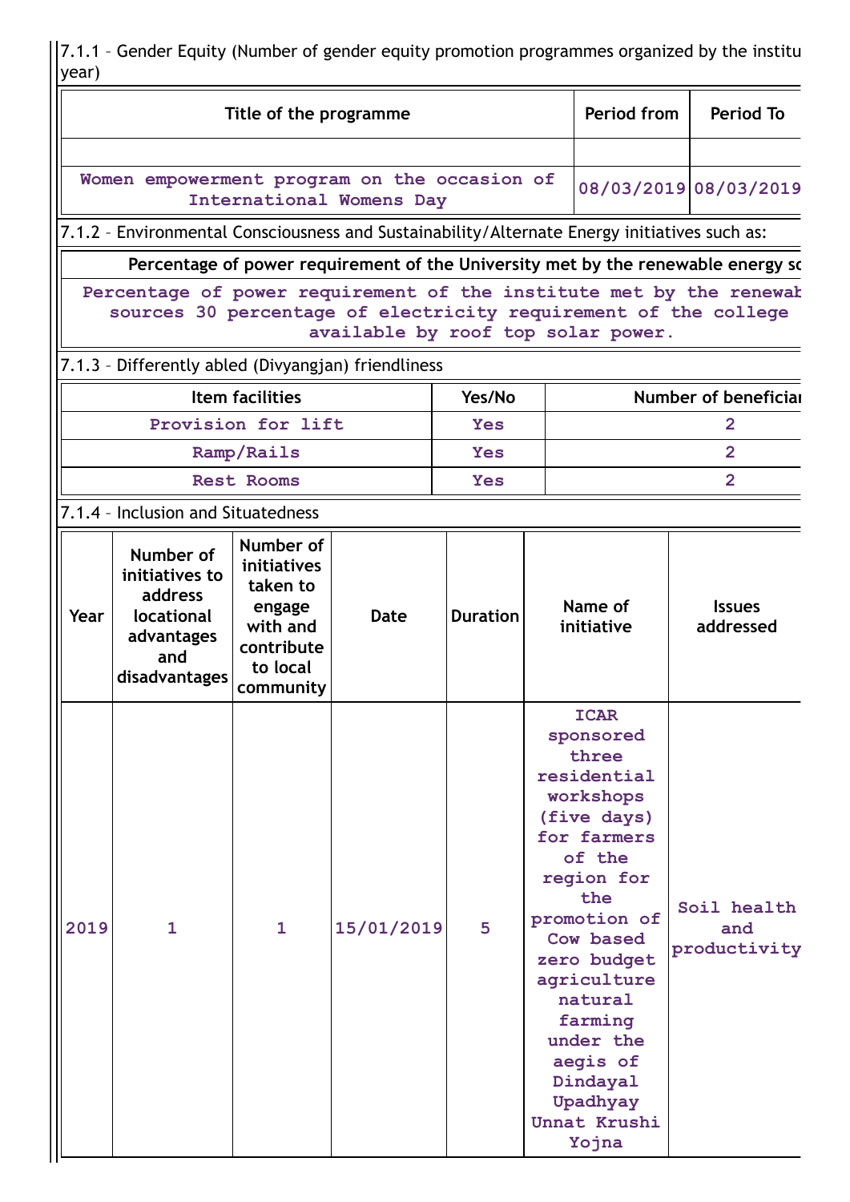7.1.1 – Gender Equity (Number of gender equity promotion programmes organized by the institu year)

| Title of the programme | Period from | Period To |
|---|---|---|
| | | |
| Women empowerment program on the occasion of International Womens Day | 08/03/2019 | 08/03/2019 |

7.1.2 – Environmental Consciousness and Sustainability/Alternate Energy initiatives such as:

| Percentage of power requirement of the University met by the renewable energy so |
|---|
| Percentage of power requirement of the institute met by the renewab sources 30 percentage of electricity requirement of the college available by roof top solar power. |

7.1.3 – Differently abled (Divyangjan) friendliness

| Item facilities | Yes/No | Number of beneficiar |
|---|---|---|
| Provision for lift | Yes | 2 |
| Ramp/Rails | Yes | 2 |
| Rest Rooms | Yes | 2 |

7.1.4 – Inclusion and Situatedness

| Year | Number of initiatives to address locational advantages and disadvantages | Number of initiatives taken to engage with and contribute to local community | Date | Duration | Name of initiative | Issues addressed |
|---|---|---|---|---|---|---|
| 2019 | 1 | 1 | 15/01/2019 | 5 | ICAR sponsored three residential workshops (five days) for farmers of the region for the promotion of Cow based zero budget agriculture natural farming under the aegis of Dindayal Upadhyay Unnat Krushi Yojna | Soil health and productivity |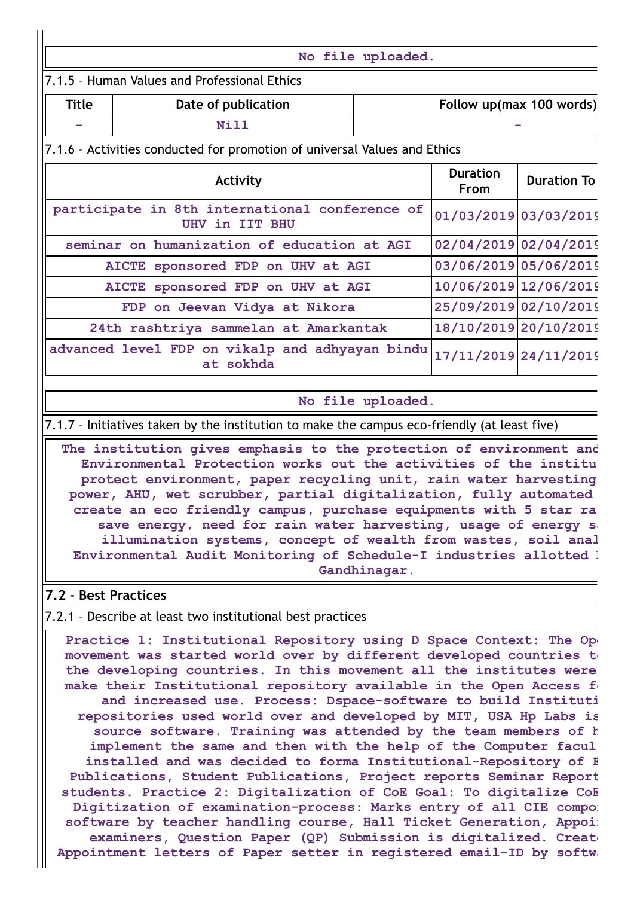No file uploaded.

7.1.5 – Human Values and Professional Ethics

| Title | Date of publication | Follow up(max 100 words) |
|---|---|---|
| - | Nill | - |

7.1.6 – Activities conducted for promotion of universal Values and Ethics

| Activity | Duration From | Duration To |
|---|---|---|
| participate in 8th international conference of UHV in IIT BHU | 01/03/2019 | 03/03/2019 |
| seminar on humanization of education at AGI | 02/04/2019 | 02/04/2019 |
| AICTE sponsored FDP on UHV at AGI | 03/06/2019 | 05/06/2019 |
| AICTE sponsored FDP on UHV at AGI | 10/06/2019 | 12/06/2019 |
| FDP on Jeevan Vidya at Nikora | 25/09/2019 | 02/10/2019 |
| 24th rashtriya sammelan at Amarkantak | 18/10/2019 | 20/10/2019 |
| advanced level FDP on vikalp and adhyayan bindu at sokhda | 17/11/2019 | 24/11/2019 |

No file uploaded.

7.1.7 – Initiatives taken by the institution to make the campus eco-friendly (at least five)

The institution gives emphasis to the protection of environment and Environmental Protection works out the activities of the institu protect environment, paper recycling unit, rain water harvesting power, AHU, wet scrubber, partial digitalization, fully automated create an eco friendly campus, purchase equipments with 5 star ra save energy, need for rain water harvesting, usage of energy s illumination systems, concept of wealth from wastes, soil anal Environmental Audit Monitoring of Schedule-I industries allotted Gandhinagar.

## 7.2 – Best Practices

7.2.1 – Describe at least two institutional best practices

Practice 1: Institutional Repository using D Space Context: The Op movement was started world over by different developed countries t the developing countries. In this movement all the institutes were make their Institutional repository available in the Open Access f and increased use. Process: Dspace-software to build Instituti repositories used world over and developed by MIT, USA Hp Labs is source software. Training was attended by the team members of h implement the same and then with the help of the Computer facul installed and was decided to forma Institutional-Repository of F Publications, Student Publications, Project reports Seminar Report students. Practice 2: Digitalization of CoE Goal: To digitalize CoE Digitization of examination-process: Marks entry of all CIE compo software by teacher handling course, Hall Ticket Generation, Appoi examiners, Question Paper (QP) Submission is digitalized. Creat Appointment letters of Paper setter in registered email-ID by softw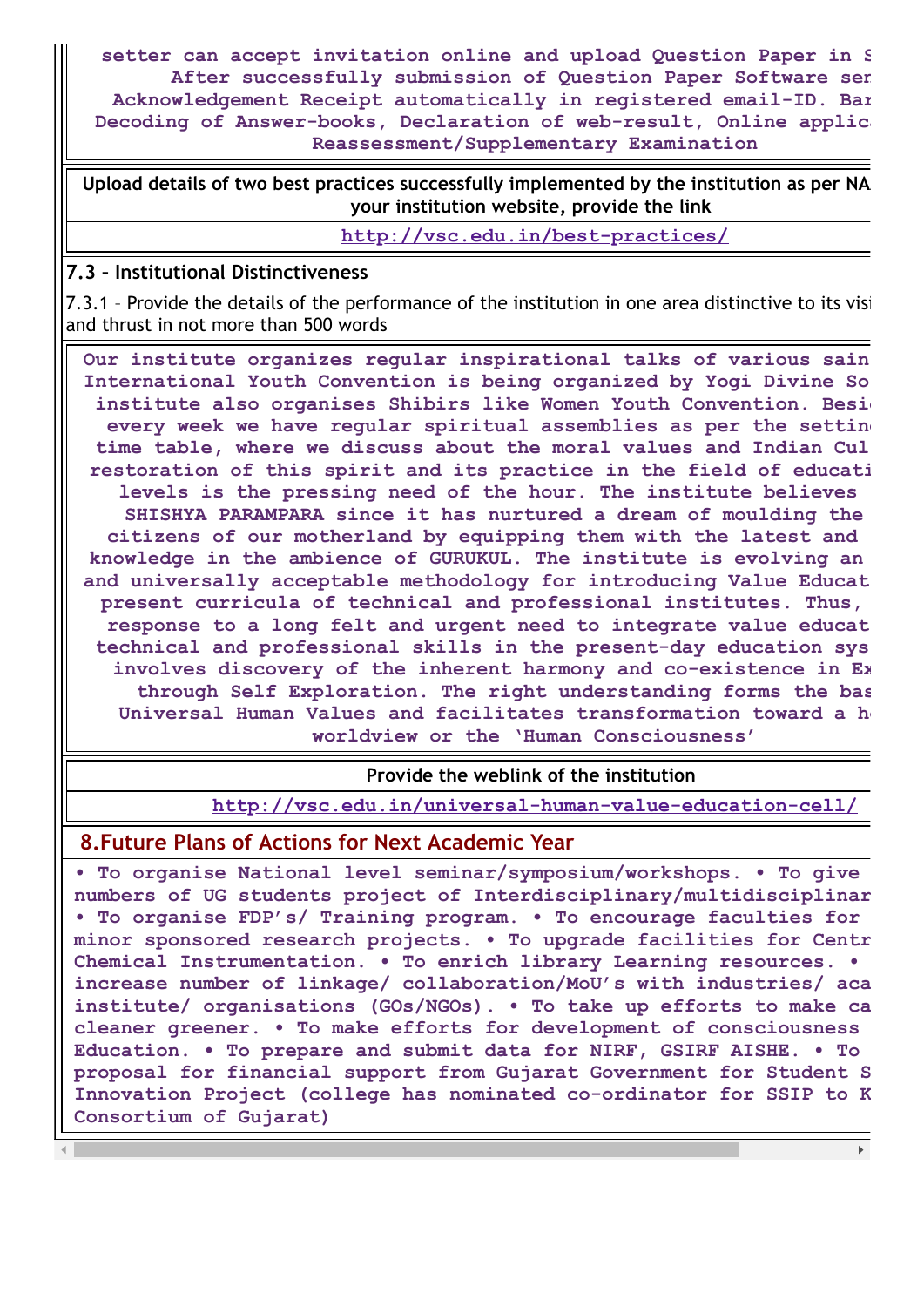setter can accept invitation online and upload Question Paper in S After successfully submission of Question Paper Software ser Acknowledgement Receipt automatically in registered email-ID. Bar Decoding of Answer-books, Declaration of web-result, Online applic Reassessment/Supplementary Examination

| Upload details of two best practices successfully implemented by the institution as per NA your institution website, provide the link |
| --- |
| http://vsc.edu.in/best-practices/ |

## 7.3 – Institutional Distinctiveness

7.3.1 – Provide the details of the performance of the institution in one area distinctive to its visi and thrust in not more than 500 words

Our institute organizes regular inspirational talks of various sain International Youth Convention is being organized by Yogi Divine So institute also organises Shibirs like Women Youth Convention. Besi every week we have regular spiritual assemblies as per the settin time table, where we discuss about the moral values and Indian Cul restoration of this spirit and its practice in the field of educati levels is the pressing need of the hour. The institute believes SHISHYA PARAMPARA since it has nurtured a dream of moulding the citizens of our motherland by equipping them with the latest and knowledge in the ambience of GURUKUL. The institute is evolving an and universally acceptable methodology for introducing Value Educat present curricula of technical and professional institutes. Thus, response to a long felt and urgent need to integrate value educat technical and professional skills in the present-day education sys involves discovery of the inherent harmony and co-existence in Ex through Self Exploration. The right understanding forms the bas Universal Human Values and facilitates transformation toward a h worldview or the 'Human Consciousness'

| Provide the weblink of the institution |
| --- |
| http://vsc.edu.in/universal-human-value-education-cell/ |

## 8.Future Plans of Actions for Next Academic Year

• To organise National level seminar/symposium/workshops. • To give numbers of UG students project of Interdisciplinary/multidisciplinar • To organise FDP's/ Training program. • To encourage faculties for minor sponsored research projects. • To upgrade facilities for Centr Chemical Instrumentation. • To enrich library Learning resources. • increase number of linkage/ collaboration/MoU's with industries/ aca institute/ organisations (GOs/NGOs). • To take up efforts to make ca cleaner greener. • To make efforts for development of consciousness Education. • To prepare and submit data for NIRF, GSIRF AISHE. • To proposal for financial support from Gujarat Government for Student S Innovation Project (college has nominated co-ordinator for SSIP to K Consortium of Gujarat)